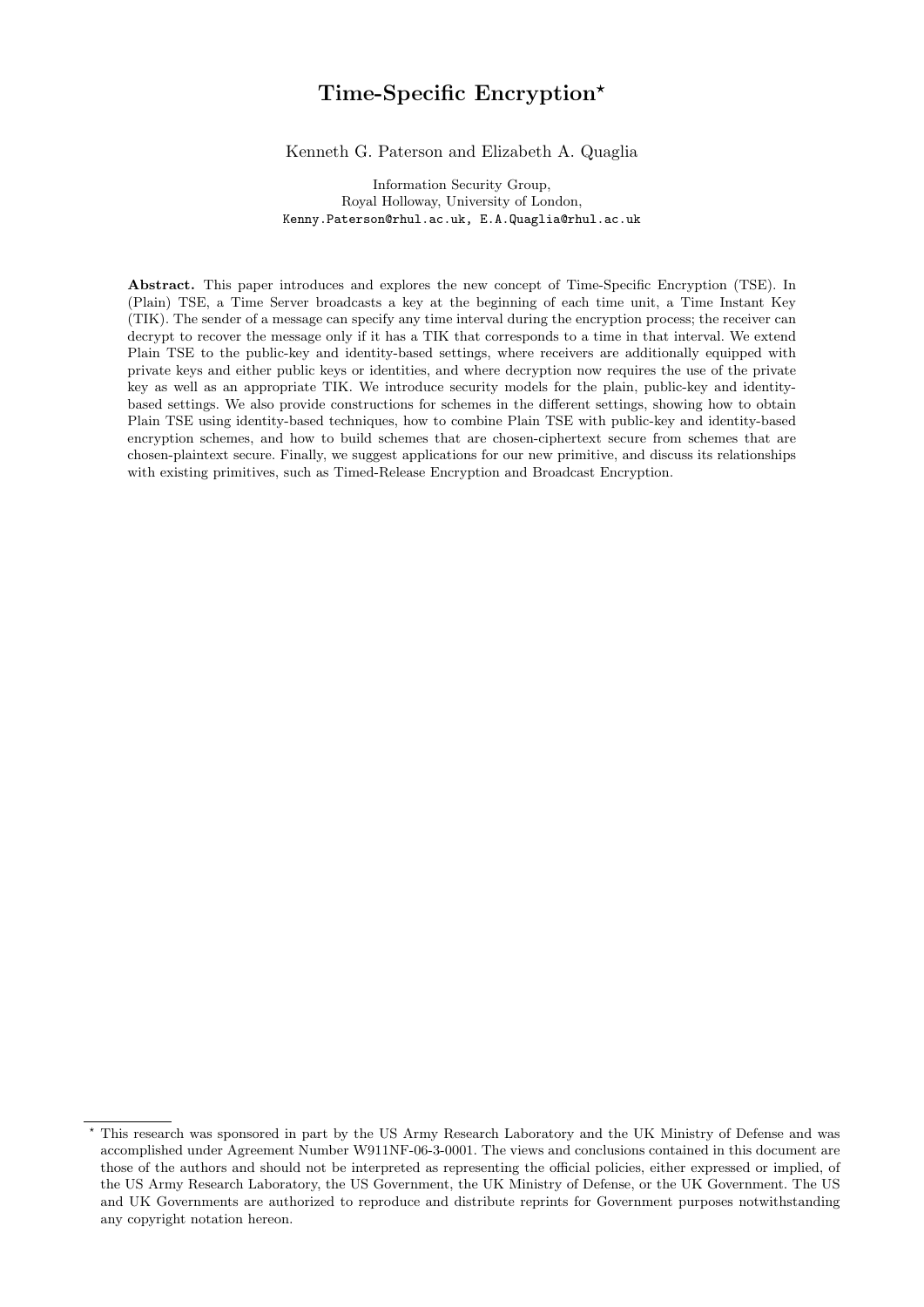# Time-Specific Encryption*

Kenneth G. Paterson and Elizabeth A. Quaglia

Information Security Group,
Royal Holloway, University of London,
Kenny.Paterson@rhul.ac.uk, E.A.Quaglia@rhul.ac.uk

**Abstract.** This paper introduces and explores the new concept of Time-Specific Encryption (TSE). In (Plain) TSE, a Time Server broadcasts a key at the beginning of each time unit, a Time Instant Key (TIK). The sender of a message can specify any time interval during the encryption process; the receiver can decrypt to recover the message only if it has a TIK that corresponds to a time in that interval. We extend Plain TSE to the public-key and identity-based settings, where receivers are additionally equipped with private keys and either public keys or identities, and where decryption now requires the use of the private key as well as an appropriate TIK. We introduce security models for the plain, public-key and identity-based settings. We also provide constructions for schemes in the different settings, showing how to obtain Plain TSE using identity-based techniques, how to combine Plain TSE with public-key and identity-based encryption schemes, and how to build schemes that are chosen-ciphertext secure from schemes that are chosen-plaintext secure. Finally, we suggest applications for our new primitive, and discuss its relationships with existing primitives, such as Timed-Release Encryption and Broadcast Encryption.

---

\* This research was sponsored in part by the US Army Research Laboratory and the UK Ministry of Defense and was accomplished under Agreement Number W911NF-06-3-0001. The views and conclusions contained in this document are those of the authors and should not be interpreted as representing the official policies, either expressed or implied, of the US Army Research Laboratory, the US Government, the UK Ministry of Defense, or the UK Government. The US and UK Governments are authorized to reproduce and distribute reprints for Government purposes notwithstanding any copyright notation hereon.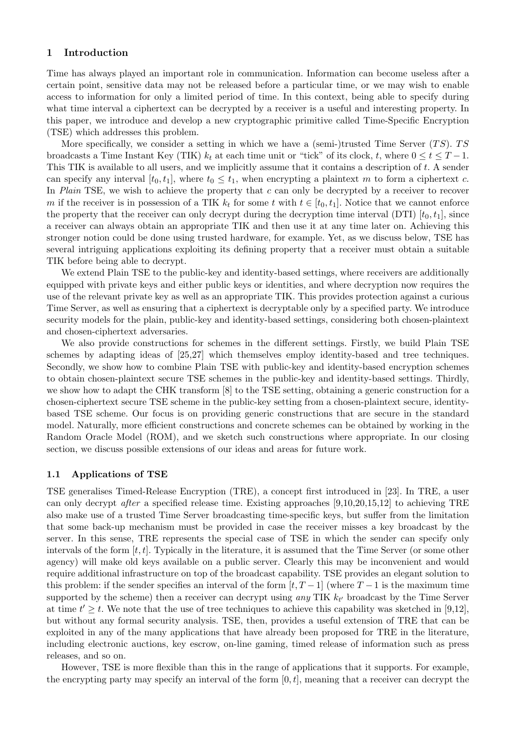## 1 Introduction

Time has always played an important role in communication. Information can become useless after a certain point, sensitive data may not be released before a particular time, or we may wish to enable access to information for only a limited period of time. In this context, being able to specify during what time interval a ciphertext can be decrypted by a receiver is a useful and interesting property. In this paper, we introduce and develop a new cryptographic primitive called Time-Specific Encryption (TSE) which addresses this problem.

More specifically, we consider a setting in which we have a (semi-)trusted Time Server ($TS$). $TS$ broadcasts a Time Instant Key (TIK) $k_t$ at each time unit or "tick" of its clock, $t$, where $0 \leq t \leq T-1$. This TIK is available to all users, and we implicitly assume that it contains a description of $t$. A sender can specify any interval $[t_0, t_1]$, where $t_0 \leq t_1$, when encrypting a plaintext $m$ to form a ciphertext $c$. In *Plain* TSE, we wish to achieve the property that $c$ can only be decrypted by a receiver to recover $m$ if the receiver is in possession of a TIK $k_t$ for some $t$ with $t \in [t_0, t_1]$. Notice that we cannot enforce the property that the receiver can only decrypt during the decryption time interval (DTI) $[t_0, t_1]$, since a receiver can always obtain an appropriate TIK and then use it at any time later on. Achieving this stronger notion could be done using trusted hardware, for example. Yet, as we discuss below, TSE has several intriguing applications exploiting its defining property that a receiver must obtain a suitable TIK before being able to decrypt.

We extend Plain TSE to the public-key and identity-based settings, where receivers are additionally equipped with private keys and either public keys or identities, and where decryption now requires the use of the relevant private key as well as an appropriate TIK. This provides protection against a curious Time Server, as well as ensuring that a ciphertext is decryptable only by a specified party. We introduce security models for the plain, public-key and identity-based settings, considering both chosen-plaintext and chosen-ciphertext adversaries.

We also provide constructions for schemes in the different settings. Firstly, we build Plain TSE schemes by adapting ideas of [25,27] which themselves employ identity-based and tree techniques. Secondly, we show how to combine Plain TSE with public-key and identity-based encryption schemes to obtain chosen-plaintext secure TSE schemes in the public-key and identity-based settings. Thirdly, we show how to adapt the CHK transform [8] to the TSE setting, obtaining a generic construction for a chosen-ciphertext secure TSE scheme in the public-key setting from a chosen-plaintext secure, identity-based TSE scheme. Our focus is on providing generic constructions that are secure in the standard model. Naturally, more efficient constructions and concrete schemes can be obtained by working in the Random Oracle Model (ROM), and we sketch such constructions where appropriate. In our closing section, we discuss possible extensions of our ideas and areas for future work.

### 1.1 Applications of TSE

TSE generalises Timed-Release Encryption (TRE), a concept first introduced in [23]. In TRE, a user can only decrypt *after* a specified release time. Existing approaches [9,10,20,15,12] to achieving TRE also make use of a trusted Time Server broadcasting time-specific keys, but suffer from the limitation that some back-up mechanism must be provided in case the receiver misses a key broadcast by the server. In this sense, TRE represents the special case of TSE in which the sender can specify only intervals of the form $[t, t]$. Typically in the literature, it is assumed that the Time Server (or some other agency) will make old keys available on a public server. Clearly this may be inconvenient and would require additional infrastructure on top of the broadcast capability. TSE provides an elegant solution to this problem: if the sender specifies an interval of the form $[t, T-1]$ (where $T-1$ is the maximum time supported by the scheme) then a receiver can decrypt using *any* TIK $k_{t'}$ broadcast by the Time Server at time $t' \geq t$. We note that the use of tree techniques to achieve this capability was sketched in [9,12], but without any formal security analysis. TSE, then, provides a useful extension of TRE that can be exploited in any of the many applications that have already been proposed for TRE in the literature, including electronic auctions, key escrow, on-line gaming, timed release of information such as press releases, and so on.

However, TSE is more flexible than this in the range of applications that it supports. For example, the encrypting party may specify an interval of the form $[0, t]$, meaning that a receiver can decrypt the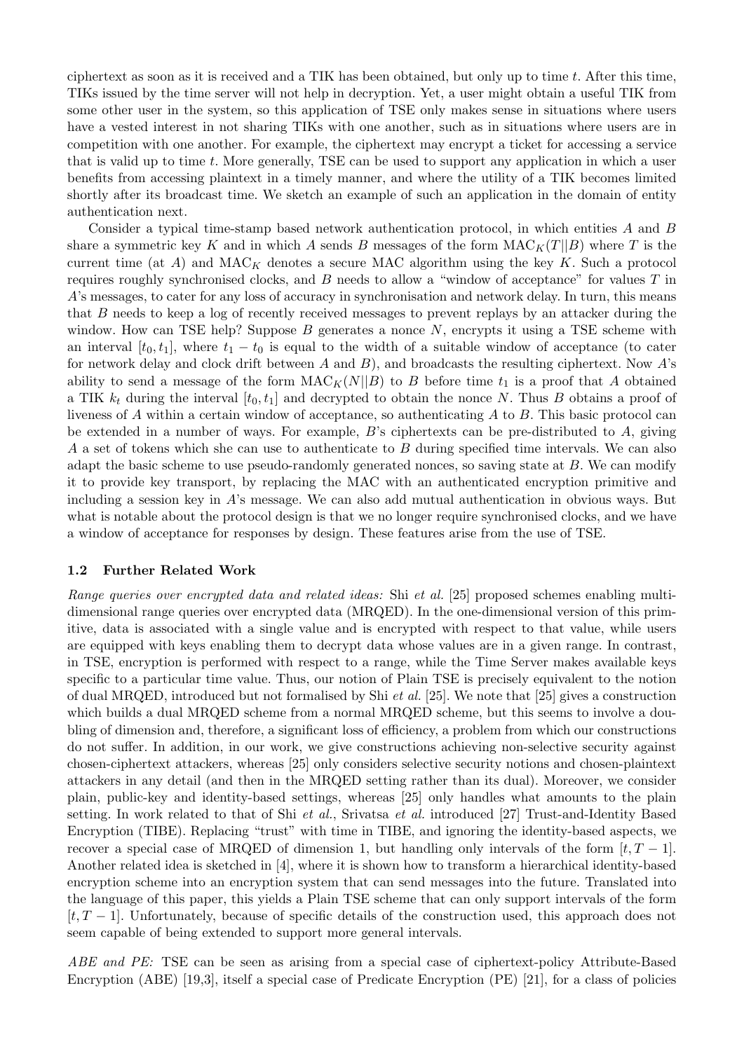ciphertext as soon as it is received and a TIK has been obtained, but only up to time $t$. After this time, TIKs issued by the time server will not help in decryption. Yet, a user might obtain a useful TIK from some other user in the system, so this application of TSE only makes sense in situations where users have a vested interest in not sharing TIKs with one another, such as in situations where users are in competition with one another. For example, the ciphertext may encrypt a ticket for accessing a service that is valid up to time $t$. More generally, TSE can be used to support any application in which a user benefits from accessing plaintext in a timely manner, and where the utility of a TIK becomes limited shortly after its broadcast time. We sketch an example of such an application in the domain of entity authentication next.

Consider a typical time-stamp based network authentication protocol, in which entities $A$ and $B$ share a symmetric key $K$ and in which $A$ sends $B$ messages of the form $\mathrm{MAC}_K(T||B)$ where $T$ is the current time (at $A$) and $\mathrm{MAC}_K$ denotes a secure MAC algorithm using the key $K$. Such a protocol requires roughly synchronised clocks, and $B$ needs to allow a "window of acceptance" for values $T$ in $A$'s messages, to cater for any loss of accuracy in synchronisation and network delay. In turn, this means that $B$ needs to keep a log of recently received messages to prevent replays by an attacker during the window. How can TSE help? Suppose $B$ generates a nonce $N$, encrypts it using a TSE scheme with an interval $[t_0, t_1]$, where $t_1 - t_0$ is equal to the width of a suitable window of acceptance (to cater for network delay and clock drift between $A$ and $B$), and broadcasts the resulting ciphertext. Now $A$'s ability to send a message of the form $\mathrm{MAC}_K(N||B)$ to $B$ before time $t_1$ is a proof that $A$ obtained a TIK $k_t$ during the interval $[t_0, t_1]$ and decrypted to obtain the nonce $N$. Thus $B$ obtains a proof of liveness of $A$ within a certain window of acceptance, so authenticating $A$ to $B$. This basic protocol can be extended in a number of ways. For example, $B$'s ciphertexts can be pre-distributed to $A$, giving $A$ a set of tokens which she can use to authenticate to $B$ during specified time intervals. We can also adapt the basic scheme to use pseudo-randomly generated nonces, so saving state at $B$. We can modify it to provide key transport, by replacing the MAC with an authenticated encryption primitive and including a session key in $A$'s message. We can also add mutual authentication in obvious ways. But what is notable about the protocol design is that we no longer require synchronised clocks, and we have a window of acceptance for responses by design. These features arise from the use of TSE.

### 1.2 Further Related Work

*Range queries over encrypted data and related ideas:* Shi *et al.* [25] proposed schemes enabling multi-dimensional range queries over encrypted data (MRQED). In the one-dimensional version of this primitive, data is associated with a single value and is encrypted with respect to that value, while users are equipped with keys enabling them to decrypt data whose values are in a given range. In contrast, in TSE, encryption is performed with respect to a range, while the Time Server makes available keys specific to a particular time value. Thus, our notion of Plain TSE is precisely equivalent to the notion of dual MRQED, introduced but not formalised by Shi *et al.* [25]. We note that [25] gives a construction which builds a dual MRQED scheme from a normal MRQED scheme, but this seems to involve a doubling of dimension and, therefore, a significant loss of efficiency, a problem from which our constructions do not suffer. In addition, in our work, we give constructions achieving non-selective security against chosen-ciphertext attackers, whereas [25] only considers selective security notions and chosen-plaintext attackers in any detail (and then in the MRQED setting rather than its dual). Moreover, we consider plain, public-key and identity-based settings, whereas [25] only handles what amounts to the plain setting. In work related to that of Shi *et al.*, Srivatsa *et al.* introduced [27] Trust-and-Identity Based Encryption (TIBE). Replacing "trust" with time in TIBE, and ignoring the identity-based aspects, we recover a special case of MRQED of dimension 1, but handling only intervals of the form $[t, T-1]$. Another related idea is sketched in [4], where it is shown how to transform a hierarchical identity-based encryption scheme into an encryption system that can send messages into the future. Translated into the language of this paper, this yields a Plain TSE scheme that can only support intervals of the form $[t, T-1]$. Unfortunately, because of specific details of the construction used, this approach does not seem capable of being extended to support more general intervals.

*ABE and PE:* TSE can be seen as arising from a special case of ciphertext-policy Attribute-Based Encryption (ABE) [19,3], itself a special case of Predicate Encryption (PE) [21], for a class of policies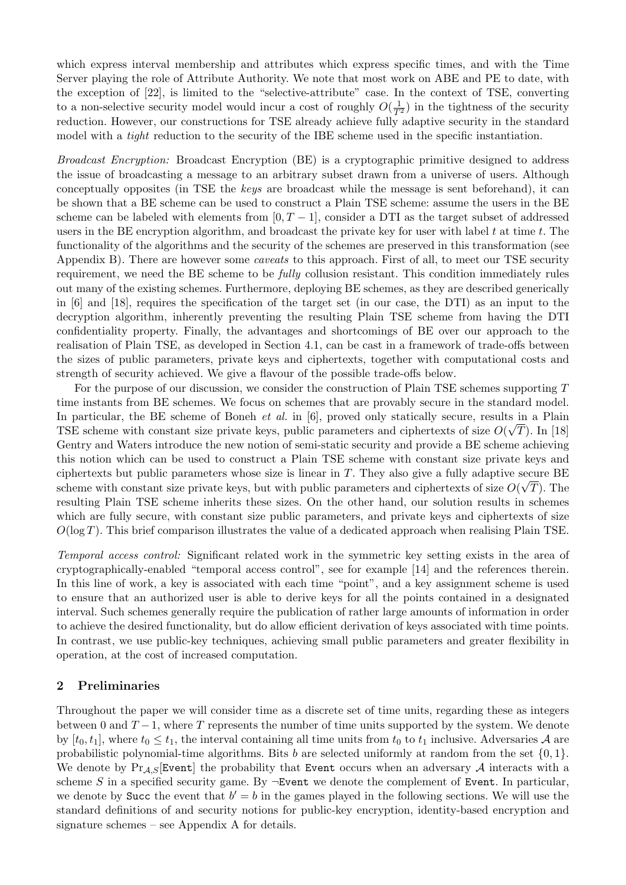which express interval membership and attributes which express specific times, and with the Time Server playing the role of Attribute Authority. We note that most work on ABE and PE to date, with the exception of [22], is limited to the "selective-attribute" case. In the context of TSE, converting to a non-selective security model would incur a cost of roughly $O(\frac{1}{T^2})$ in the tightness of the security reduction. However, our constructions for TSE already achieve fully adaptive security in the standard model with a *tight* reduction to the security of the IBE scheme used in the specific instantiation.

*Broadcast Encryption:* Broadcast Encryption (BE) is a cryptographic primitive designed to address the issue of broadcasting a message to an arbitrary subset drawn from a universe of users. Although conceptually opposites (in TSE the *keys* are broadcast while the message is sent beforehand), it can be shown that a BE scheme can be used to construct a Plain TSE scheme: assume the users in the BE scheme can be labeled with elements from $[0, T-1]$, consider a DTI as the target subset of addressed users in the BE encryption algorithm, and broadcast the private key for user with label $t$ at time $t$. The functionality of the algorithms and the security of the schemes are preserved in this transformation (see Appendix B). There are however some *caveats* to this approach. First of all, to meet our TSE security requirement, we need the BE scheme to be *fully* collusion resistant. This condition immediately rules out many of the existing schemes. Furthermore, deploying BE schemes, as they are described generically in [6] and [18], requires the specification of the target set (in our case, the DTI) as an input to the decryption algorithm, inherently preventing the resulting Plain TSE scheme from having the DTI confidentiality property. Finally, the advantages and shortcomings of BE over our approach to the realisation of Plain TSE, as developed in Section 4.1, can be cast in a framework of trade-offs between the sizes of public parameters, private keys and ciphertexts, together with computational costs and strength of security achieved. We give a flavour of the possible trade-offs below.

For the purpose of our discussion, we consider the construction of Plain TSE schemes supporting $T$ time instants from BE schemes. We focus on schemes that are provably secure in the standard model. In particular, the BE scheme of Boneh *et al.* in [6], proved only statically secure, results in a Plain TSE scheme with constant size private keys, public parameters and ciphertexts of size $O(\sqrt{T})$. In [18] Gentry and Waters introduce the new notion of semi-static security and provide a BE scheme achieving this notion which can be used to construct a Plain TSE scheme with constant size private keys and ciphertexts but public parameters whose size is linear in $T$. They also give a fully adaptive secure BE scheme with constant size private keys, but with public parameters and ciphertexts of size $O(\sqrt{T})$. The resulting Plain TSE scheme inherits these sizes. On the other hand, our solution results in schemes which are fully secure, with constant size public parameters, and private keys and ciphertexts of size $O(\log T)$. This brief comparison illustrates the value of a dedicated approach when realising Plain TSE.

*Temporal access control:* Significant related work in the symmetric key setting exists in the area of cryptographically-enabled "temporal access control", see for example [14] and the references therein. In this line of work, a key is associated with each time "point", and a key assignment scheme is used to ensure that an authorized user is able to derive keys for all the points contained in a designated interval. Such schemes generally require the publication of rather large amounts of information in order to achieve the desired functionality, but do allow efficient derivation of keys associated with time points. In contrast, we use public-key techniques, achieving small public parameters and greater flexibility in operation, at the cost of increased computation.

## 2 Preliminaries

Throughout the paper we will consider time as a discrete set of time units, regarding these as integers between 0 and $T-1$, where $T$ represents the number of time units supported by the system. We denote by $[t_0, t_1]$, where $t_0 \leq t_1$, the interval containing all time units from $t_0$ to $t_1$ inclusive. Adversaries $\mathcal{A}$ are probabilistic polynomial-time algorithms. Bits $b$ are selected uniformly at random from the set $\{0, 1\}$. We denote by $\Pr_{\mathcal{A},S}[\texttt{Event}]$ the probability that `Event` occurs when an adversary $\mathcal{A}$ interacts with a scheme $S$ in a specified security game. By $\neg$`Event` we denote the complement of `Event`. In particular, we denote by `Succ` the event that $b' = b$ in the games played in the following sections. We will use the standard definitions of and security notions for public-key encryption, identity-based encryption and signature schemes – see Appendix A for details.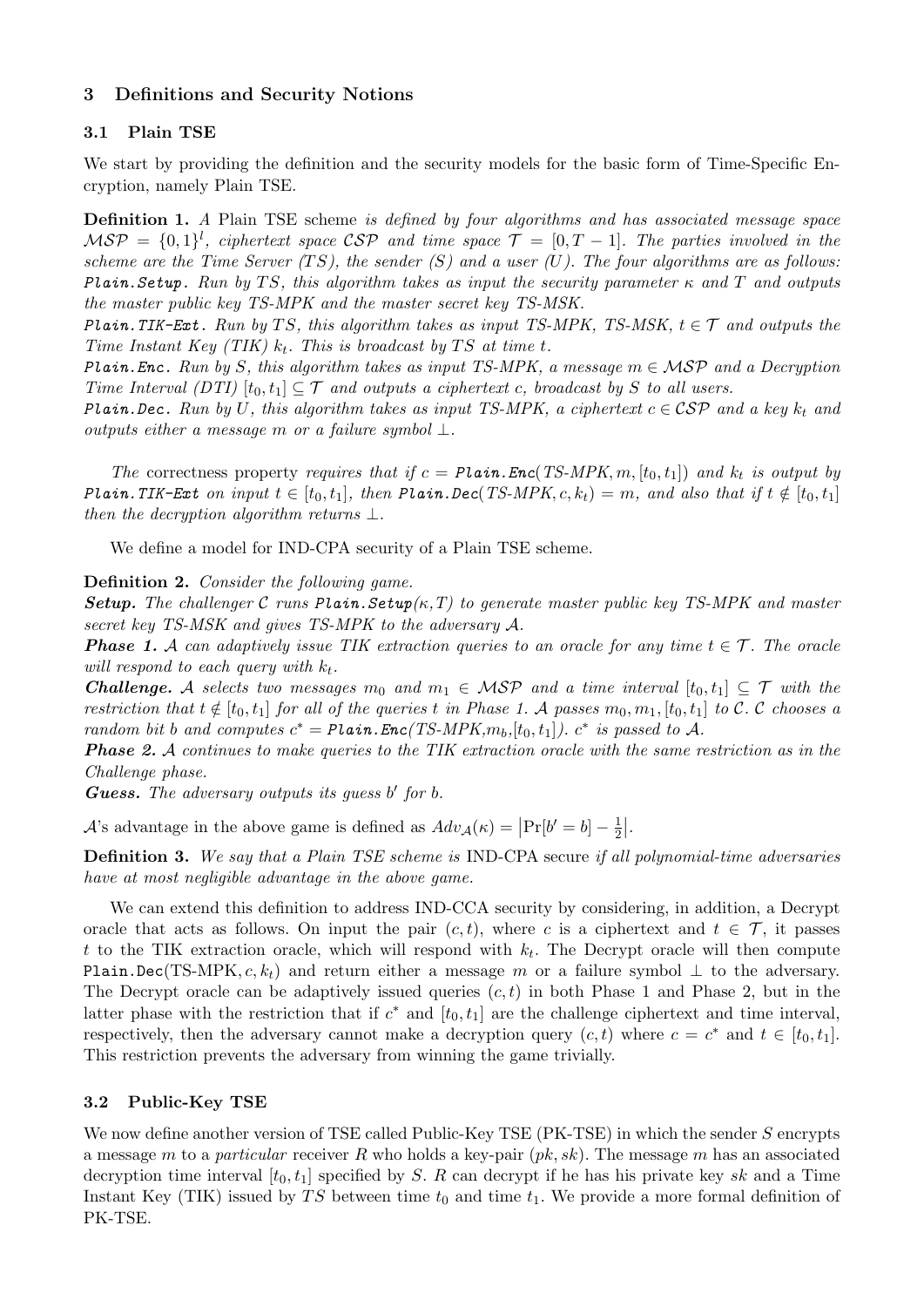## 3 Definitions and Security Notions

### 3.1 Plain TSE

We start by providing the definition and the security models for the basic form of Time-Specific Encryption, namely Plain TSE.

**Definition 1.** *A* Plain TSE scheme *is defined by four algorithms and has associated message space $\mathcal{MSP} = \{0,1\}^l$, ciphertext space $\mathcal{CSP}$ and time space $\mathcal{T} = [0, T-1]$. The parties involved in the scheme are the Time Server (TS), the sender (S) and a user (U). The four algorithms are as follows:*
***Plain.Setup**. Run by TS, this algorithm takes as input the security parameter $\kappa$ and T and outputs the master public key TS-MPK and the master secret key TS-MSK.*
***Plain.TIK-Ext**. Run by TS, this algorithm takes as input TS-MPK, TS-MSK, $t \in \mathcal{T}$ and outputs the Time Instant Key (TIK) $k_t$. This is broadcast by TS at time t.*
***Plain.Enc**. Run by S, this algorithm takes as input TS-MPK, a message $m \in \mathcal{MSP}$ and a Decryption Time Interval (DTI) $[t_0, t_1] \subseteq \mathcal{T}$ and outputs a ciphertext c, broadcast by S to all users.*
***Plain.Dec**. Run by U, this algorithm takes as input TS-MPK, a ciphertext $c \in \mathcal{CSP}$ and a key $k_t$ and outputs either a message m or a failure symbol $\perp$.*

*The* correctness property *requires that if $c =$ **Plain.Enc**(TS-MPK, $m, [t_0, t_1]$) and $k_t$ is output by **Plain.TIK-Ext** on input $t \in [t_0, t_1]$, then **Plain.Dec**(TS-MPK, $c, k_t$) $= m$, and also that if $t \notin [t_0, t_1]$ then the decryption algorithm returns $\perp$.*

We define a model for IND-CPA security of a Plain TSE scheme.

**Definition 2.** *Consider the following game.*
***Setup.** The challenger $\mathcal{C}$ runs **Plain.Setup**($\kappa$,T) to generate master public key TS-MPK and master secret key TS-MSK and gives TS-MPK to the adversary $\mathcal{A}$.*
***Phase 1.** $\mathcal{A}$ can adaptively issue TIK extraction queries to an oracle for any time $t \in \mathcal{T}$. The oracle will respond to each query with $k_t$.*
***Challenge.** $\mathcal{A}$ selects two messages $m_0$ and $m_1 \in \mathcal{MSP}$ and a time interval $[t_0, t_1] \subseteq \mathcal{T}$ with the restriction that $t \notin [t_0, t_1]$ for all of the queries t in Phase 1. $\mathcal{A}$ passes $m_0, m_1, [t_0, t_1]$ to $\mathcal{C}$. $\mathcal{C}$ chooses a random bit b and computes $c^* =$ **Plain.Enc**(TS-MPK,$m_b$,$[t_0, t_1]$). $c^*$ is passed to $\mathcal{A}$.*
***Phase 2.** $\mathcal{A}$ continues to make queries to the TIK extraction oracle with the same restriction as in the Challenge phase.*
***Guess.** The adversary outputs its guess $b'$ for b.*

$\mathcal{A}$'s advantage in the above game is defined as $Adv_{\mathcal{A}}(\kappa) = \left|\Pr[b' = b] - \frac{1}{2}\right|$.

**Definition 3.** *We say that a Plain TSE scheme is* IND-CPA secure *if all polynomial-time adversaries have at most negligible advantage in the above game.*

We can extend this definition to address IND-CCA security by considering, in addition, a Decrypt oracle that acts as follows. On input the pair $(c, t)$, where c is a ciphertext and $t \in \mathcal{T}$, it passes t to the TIK extraction oracle, which will respond with $k_t$. The Decrypt oracle will then compute Plain.Dec(TS-MPK, $c, k_t$) and return either a message m or a failure symbol $\perp$ to the adversary. The Decrypt oracle can be adaptively issued queries $(c, t)$ in both Phase 1 and Phase 2, but in the latter phase with the restriction that if $c^*$ and $[t_0, t_1]$ are the challenge ciphertext and time interval, respectively, then the adversary cannot make a decryption query $(c, t)$ where $c = c^*$ and $t \in [t_0, t_1]$. This restriction prevents the adversary from winning the game trivially.

### 3.2 Public-Key TSE

We now define another version of TSE called Public-Key TSE (PK-TSE) in which the sender S encrypts a message m to a *particular* receiver R who holds a key-pair $(pk, sk)$. The message m has an associated decryption time interval $[t_0, t_1]$ specified by S. R can decrypt if he has his private key $sk$ and a Time Instant Key (TIK) issued by TS between time $t_0$ and time $t_1$. We provide a more formal definition of PK-TSE.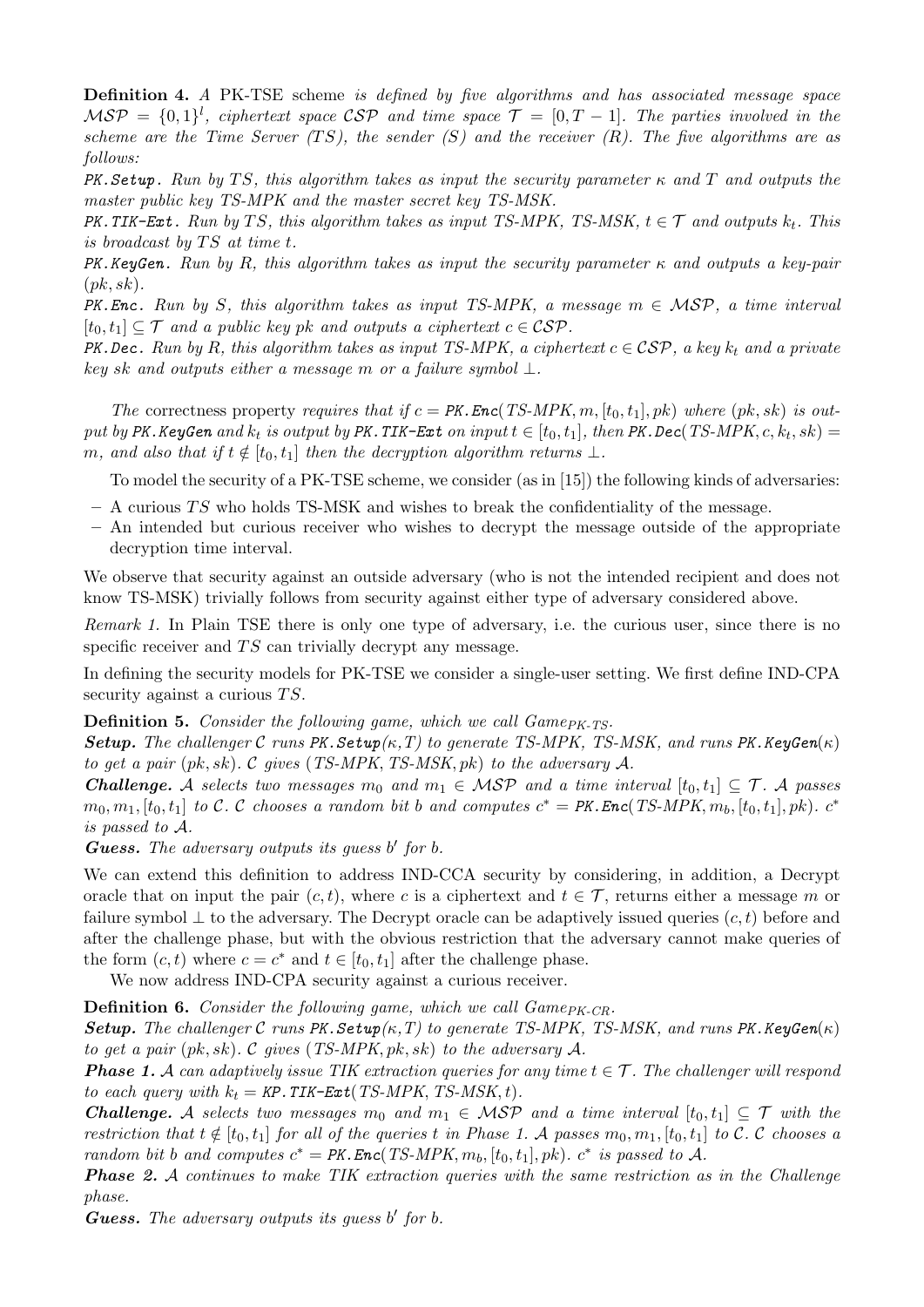**Definition 4.** *A PK-TSE scheme is defined by five algorithms and has associated message space $\mathcal{MSP} = \{0,1\}^l$, ciphertext space $\mathcal{CSP}$ and time space $\mathcal{T} = [0, T-1]$. The parties involved in the scheme are the Time Server (TS), the sender (S) and the receiver (R). The five algorithms are as follows:*

**PK.Setup.** *Run by $TS$, this algorithm takes as input the security parameter $\kappa$ and $T$ and outputs the master public key TS-MPK and the master secret key TS-MSK.*

**PK.TIK-Ext.** *Run by $TS$, this algorithm takes as input TS-MPK, TS-MSK, $t \in \mathcal{T}$ and outputs $k_t$. This is broadcast by $TS$ at time $t$.*

**PK.KeyGen.** *Run by $R$, this algorithm takes as input the security parameter $\kappa$ and outputs a key-pair $(pk, sk)$.*

**PK.Enc.** *Run by $S$, this algorithm takes as input TS-MPK, a message $m \in \mathcal{MSP}$, a time interval $[t_0, t_1] \subseteq \mathcal{T}$ and a public key $pk$ and outputs a ciphertext $c \in \mathcal{CSP}$.*

**PK.Dec.** *Run by $R$, this algorithm takes as input TS-MPK, a ciphertext $c \in \mathcal{CSP}$, a key $k_t$ and a private key $sk$ and outputs either a message $m$ or a failure symbol $\perp$.*

*The* correctness property *requires that if $c =$ PK.Enc(TS-MPK$, m, [t_0, t_1], pk)$ where $(pk, sk)$ is output by PK.KeyGen and $k_t$ is output by PK.TIK-Ext on input $t \in [t_0, t_1]$, then PK.Dec(TS-MPK$, c, k_t, sk) = m$, and also that if $t \notin [t_0, t_1]$ then the decryption algorithm returns $\perp$.*

To model the security of a PK-TSE scheme, we consider (as in [15]) the following kinds of adversaries:

- A curious $TS$ who holds TS-MSK and wishes to break the confidentiality of the message.
- An intended but curious receiver who wishes to decrypt the message outside of the appropriate decryption time interval.

We observe that security against an outside adversary (who is not the intended recipient and does not know TS-MSK) trivially follows from security against either type of adversary considered above.

*Remark 1.* In Plain TSE there is only one type of adversary, i.e. the curious user, since there is no specific receiver and $TS$ can trivially decrypt any message.

In defining the security models for PK-TSE we consider a single-user setting. We first define IND-CPA security against a curious $TS$.

**Definition 5.** *Consider the following game, which we call Game$_{PK\text{-}TS}$.*

***Setup.*** *The challenger $\mathcal{C}$ runs PK.Setup$(\kappa, T)$ to generate TS-MPK, TS-MSK, and runs PK.KeyGen$(\kappa)$ to get a pair $(pk, sk)$. $\mathcal{C}$ gives (TS-MPK, TS-MSK$, pk$) to the adversary $\mathcal{A}$.*

***Challenge.*** *$\mathcal{A}$ selects two messages $m_0$ and $m_1 \in \mathcal{MSP}$ and a time interval $[t_0, t_1] \subseteq \mathcal{T}$. $\mathcal{A}$ passes $m_0, m_1, [t_0, t_1]$ to $\mathcal{C}$. $\mathcal{C}$ chooses a random bit $b$ and computes $c^* =$ PK.Enc(TS-MPK$, m_b, [t_0, t_1], pk)$. $c^*$ is passed to $\mathcal{A}$.*

***Guess.*** *The adversary outputs its guess $b'$ for $b$.*

We can extend this definition to address IND-CCA security by considering, in addition, a Decrypt oracle that on input the pair $(c, t)$, where $c$ is a ciphertext and $t \in \mathcal{T}$, returns either a message $m$ or failure symbol $\perp$ to the adversary. The Decrypt oracle can be adaptively issued queries $(c, t)$ before and after the challenge phase, but with the obvious restriction that the adversary cannot make queries of the form $(c, t)$ where $c = c^*$ and $t \in [t_0, t_1]$ after the challenge phase.

We now address IND-CPA security against a curious receiver.

**Definition 6.** *Consider the following game, which we call Game$_{PK\text{-}CR}$.*

***Setup.*** *The challenger $\mathcal{C}$ runs PK.Setup$(\kappa, T)$ to generate TS-MPK, TS-MSK, and runs PK.KeyGen$(\kappa)$ to get a pair $(pk, sk)$. $\mathcal{C}$ gives (TS-MPK$, pk, sk$) to the adversary $\mathcal{A}$.*

***Phase 1.*** *$\mathcal{A}$ can adaptively issue TIK extraction queries for any time $t \in \mathcal{T}$. The challenger will respond to each query with $k_t =$ KP.TIK-Ext(TS-MPK, TS-MSK$, t)$.*

***Challenge.*** *$\mathcal{A}$ selects two messages $m_0$ and $m_1 \in \mathcal{MSP}$ and a time interval $[t_0, t_1] \subseteq \mathcal{T}$ with the restriction that $t \notin [t_0, t_1]$ for all of the queries $t$ in Phase 1. $\mathcal{A}$ passes $m_0, m_1, [t_0, t_1]$ to $\mathcal{C}$. $\mathcal{C}$ chooses a random bit $b$ and computes $c^* =$ PK.Enc(TS-MPK$, m_b, [t_0, t_1], pk)$. $c^*$ is passed to $\mathcal{A}$.*

***Phase 2.*** *$\mathcal{A}$ continues to make TIK extraction queries with the same restriction as in the Challenge phase.*

***Guess.*** *The adversary outputs its guess $b'$ for $b$.*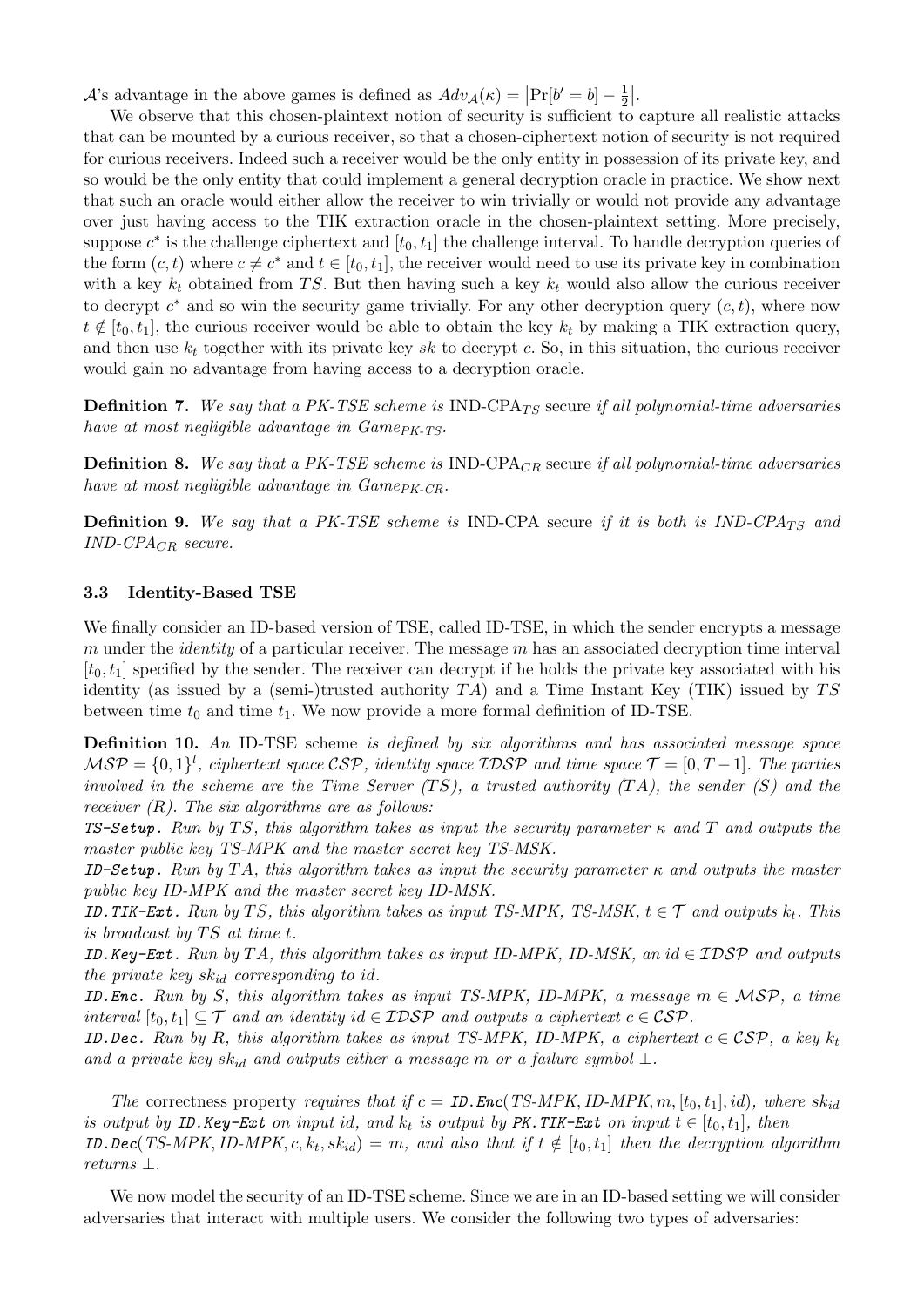$\mathcal{A}$'s advantage in the above games is defined as $Adv_{\mathcal{A}}(\kappa) = \left|\Pr[b' = b] - \frac{1}{2}\right|$.

We observe that this chosen-plaintext notion of security is sufficient to capture all realistic attacks that can be mounted by a curious receiver, so that a chosen-ciphertext notion of security is not required for curious receivers. Indeed such a receiver would be the only entity in possession of its private key, and so would be the only entity that could implement a general decryption oracle in practice. We show next that such an oracle would either allow the receiver to win trivially or would not provide any advantage over just having access to the TIK extraction oracle in the chosen-plaintext setting. More precisely, suppose $c^*$ is the challenge ciphertext and $[t_0, t_1]$ the challenge interval. To handle decryption queries of the form $(c, t)$ where $c \neq c^*$ and $t \in [t_0, t_1]$, the receiver would need to use its private key in combination with a key $k_t$ obtained from $TS$. But then having such a key $k_t$ would also allow the curious receiver to decrypt $c^*$ and so win the security game trivially. For any other decryption query $(c, t)$, where now $t \notin [t_0, t_1]$, the curious receiver would be able to obtain the key $k_t$ by making a TIK extraction query, and then use $k_t$ together with its private key $sk$ to decrypt $c$. So, in this situation, the curious receiver would gain no advantage from having access to a decryption oracle.

**Definition 7.** *We say that a PK-TSE scheme is* IND-CPA$_{TS}$ secure *if all polynomial-time adversaries have at most negligible advantage in Game$_{PK\text{-}TS}$.*

**Definition 8.** *We say that a PK-TSE scheme is* IND-CPA$_{CR}$ secure *if all polynomial-time adversaries have at most negligible advantage in Game$_{PK\text{-}CR}$.*

**Definition 9.** *We say that a PK-TSE scheme is* IND-CPA secure *if it is both is IND-CPA$_{TS}$ and IND-CPA$_{CR}$ secure.*

### 3.3 Identity-Based TSE

We finally consider an ID-based version of TSE, called ID-TSE, in which the sender encrypts a message $m$ under the *identity* of a particular receiver. The message $m$ has an associated decryption time interval $[t_0, t_1]$ specified by the sender. The receiver can decrypt if he holds the private key associated with his identity (as issued by a (semi-)trusted authority $TA$) and a Time Instant Key (TIK) issued by $TS$ between time $t_0$ and time $t_1$. We now provide a more formal definition of ID-TSE.

**Definition 10.** *An* ID-TSE scheme *is defined by six algorithms and has associated message space $\mathcal{MSP} = \{0,1\}^l$, ciphertext space $\mathcal{CSP}$, identity space $\mathcal{IDSP}$ and time space $\mathcal{T} = [0, T-1]$. The parties involved in the scheme are the Time Server (TS), a trusted authority (TA), the sender (S) and the receiver (R). The six algorithms are as follows:*

***TS-Setup.*** *Run by $TS$, this algorithm takes as input the security parameter $\kappa$ and $T$ and outputs the master public key TS-MPK and the master secret key TS-MSK.*

***ID-Setup.*** *Run by $TA$, this algorithm takes as input the security parameter $\kappa$ and outputs the master public key ID-MPK and the master secret key ID-MSK.*

***ID.TIK-Ext.*** *Run by $TS$, this algorithm takes as input TS-MPK, TS-MSK, $t \in \mathcal{T}$ and outputs $k_t$. This is broadcast by $TS$ at time $t$.*

***ID.Key-Ext.*** *Run by $TA$, this algorithm takes as input ID-MPK, ID-MSK, an $id \in \mathcal{IDSP}$ and outputs the private key $sk_{id}$ corresponding to $id$.*

***ID.Enc.*** *Run by $S$, this algorithm takes as input TS-MPK, ID-MPK, a message $m \in \mathcal{MSP}$, a time interval $[t_0, t_1] \subseteq \mathcal{T}$ and an identity $id \in \mathcal{IDSP}$ and outputs a ciphertext $c \in \mathcal{CSP}$.*

***ID.Dec.*** *Run by $R$, this algorithm takes as input TS-MPK, ID-MPK, a ciphertext $c \in \mathcal{CSP}$, a key $k_t$ and a private key $sk_{id}$ and outputs either a message $m$ or a failure symbol $\perp$.*

*The* correctness property *requires that if $c =$ **ID.Enc**(TS-MPK, ID-MPK, $m, [t_0, t_1], id$), where $sk_{id}$ is output by **ID.Key-Ext** on input $id$, and $k_t$ is output by **PK.TIK-Ext** on input $t \in [t_0, t_1]$, then **ID.Dec**(TS-MPK, ID-MPK, $c, k_t, sk_{id}$) $= m$, and also that if $t \notin [t_0, t_1]$ then the decryption algorithm returns $\perp$.*

We now model the security of an ID-TSE scheme. Since we are in an ID-based setting we will consider adversaries that interact with multiple users. We consider the following two types of adversaries: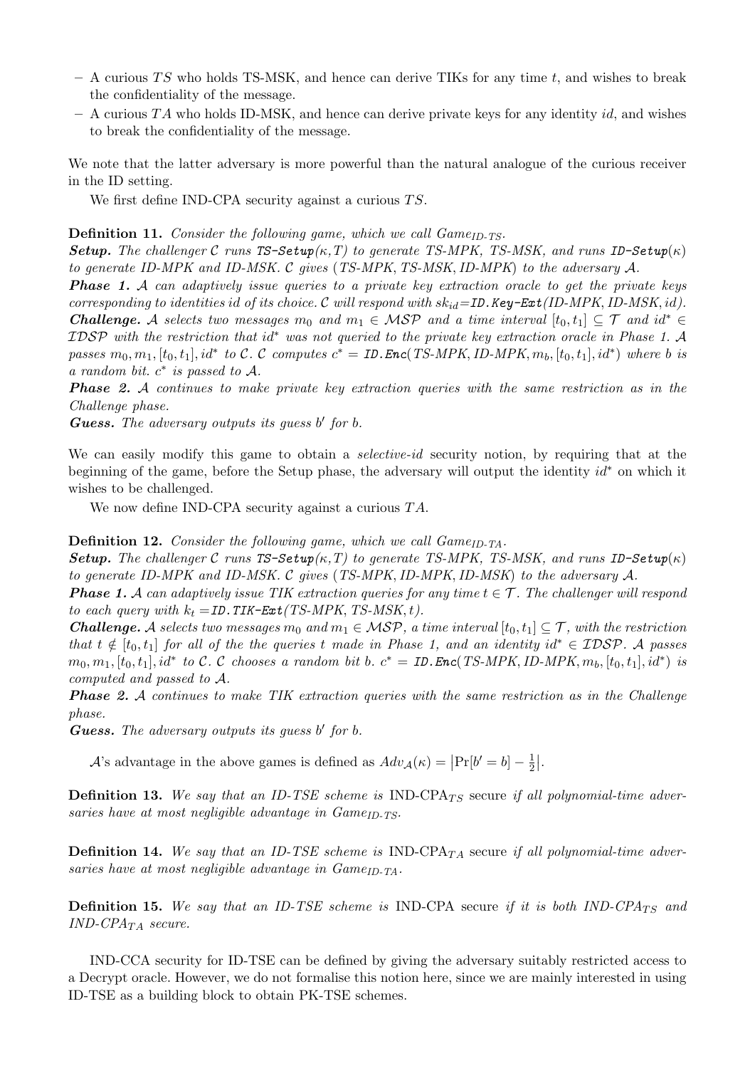– A curious $TS$ who holds TS-MSK, and hence can derive TIKs for any time $t$, and wishes to break the confidentiality of the message.
– A curious $TA$ who holds ID-MSK, and hence can derive private keys for any identity $id$, and wishes to break the confidentiality of the message.

We note that the latter adversary is more powerful than the natural analogue of the curious receiver in the ID setting.

We first define IND-CPA security against a curious $TS$.

**Definition 11.** *Consider the following game, which we call $Game_{ID\text{-}TS}$.*
***Setup.*** *The challenger $\mathcal{C}$ runs **TS-Setup**($\kappa$,$T$) to generate TS-MPK, TS-MSK, and runs **ID-Setup**($\kappa$) to generate ID-MPK and ID-MSK. $\mathcal{C}$ gives (TS-MPK, TS-MSK, ID-MPK) to the adversary $\mathcal{A}$.*
***Phase 1.*** *$\mathcal{A}$ can adaptively issue queries to a private key extraction oracle to get the private keys corresponding to identities id of its choice. $\mathcal{C}$ will respond with $sk_{id}$=**ID.Key-Ext**(ID-MPK, ID-MSK, id).*
***Challenge.*** *$\mathcal{A}$ selects two messages $m_0$ and $m_1 \in \mathcal{MSP}$ and a time interval $[t_0, t_1] \subseteq \mathcal{T}$ and $id^* \in \mathcal{IDSP}$ with the restriction that $id^*$ was not queried to the private key extraction oracle in Phase 1. $\mathcal{A}$ passes $m_0, m_1, [t_0, t_1], id^*$ to $\mathcal{C}$. $\mathcal{C}$ computes $c^*$ = **ID.Enc**(TS-MPK, ID-MPK, $m_b$, $[t_0, t_1]$, $id^*$) where $b$ is a random bit. $c^*$ is passed to $\mathcal{A}$.*
***Phase 2.*** *$\mathcal{A}$ continues to make private key extraction queries with the same restriction as in the Challenge phase.*
***Guess.*** *The adversary outputs its guess $b'$ for $b$.*

We can easily modify this game to obtain a *selective-id* security notion, by requiring that at the beginning of the game, before the Setup phase, the adversary will output the identity $id^*$ on which it wishes to be challenged.

We now define IND-CPA security against a curious $TA$.

**Definition 12.** *Consider the following game, which we call $Game_{ID\text{-}TA}$.*
***Setup.*** *The challenger $\mathcal{C}$ runs **TS-Setup**($\kappa$,$T$) to generate TS-MPK, TS-MSK, and runs **ID-Setup**($\kappa$) to generate ID-MPK and ID-MSK. $\mathcal{C}$ gives (TS-MPK, ID-MPK, ID-MSK) to the adversary $\mathcal{A}$.*
***Phase 1.*** *$\mathcal{A}$ can adaptively issue TIK extraction queries for any time $t \in \mathcal{T}$. The challenger will respond to each query with $k_t$ =**ID.TIK-Ext**(TS-MPK, TS-MSK, $t$).*
***Challenge.*** *$\mathcal{A}$ selects two messages $m_0$ and $m_1 \in \mathcal{MSP}$, a time interval $[t_0, t_1] \subseteq \mathcal{T}$, with the restriction that $t \notin [t_0, t_1]$ for all of the the queries $t$ made in Phase 1, and an identity $id^* \in \mathcal{IDSP}$. $\mathcal{A}$ passes $m_0, m_1, [t_0, t_1], id^*$ to $\mathcal{C}$. $\mathcal{C}$ chooses a random bit $b$. $c^*$ = **ID.Enc**(TS-MPK, ID-MPK, $m_b$, $[t_0, t_1]$, $id^*$) is computed and passed to $\mathcal{A}$.*
***Phase 2.*** *$\mathcal{A}$ continues to make TIK extraction queries with the same restriction as in the Challenge phase.*
***Guess.*** *The adversary outputs its guess $b'$ for $b$.*

$\mathcal{A}$'s advantage in the above games is defined as $Adv_{\mathcal{A}}(\kappa) = \left|\Pr[b' = b] - \frac{1}{2}\right|$.

**Definition 13.** *We say that an ID-TSE scheme is* IND-CPA$_{TS}$ secure *if all polynomial-time adversaries have at most negligible advantage in $Game_{ID\text{-}TS}$.*

**Definition 14.** *We say that an ID-TSE scheme is* IND-CPA$_{TA}$ secure *if all polynomial-time adversaries have at most negligible advantage in $Game_{ID\text{-}TA}$.*

**Definition 15.** *We say that an ID-TSE scheme is* IND-CPA secure *if it is both IND-CPA$_{TS}$ and IND-CPA$_{TA}$ secure.*

IND-CCA security for ID-TSE can be defined by giving the adversary suitably restricted access to a Decrypt oracle. However, we do not formalise this notion here, since we are mainly interested in using ID-TSE as a building block to obtain PK-TSE schemes.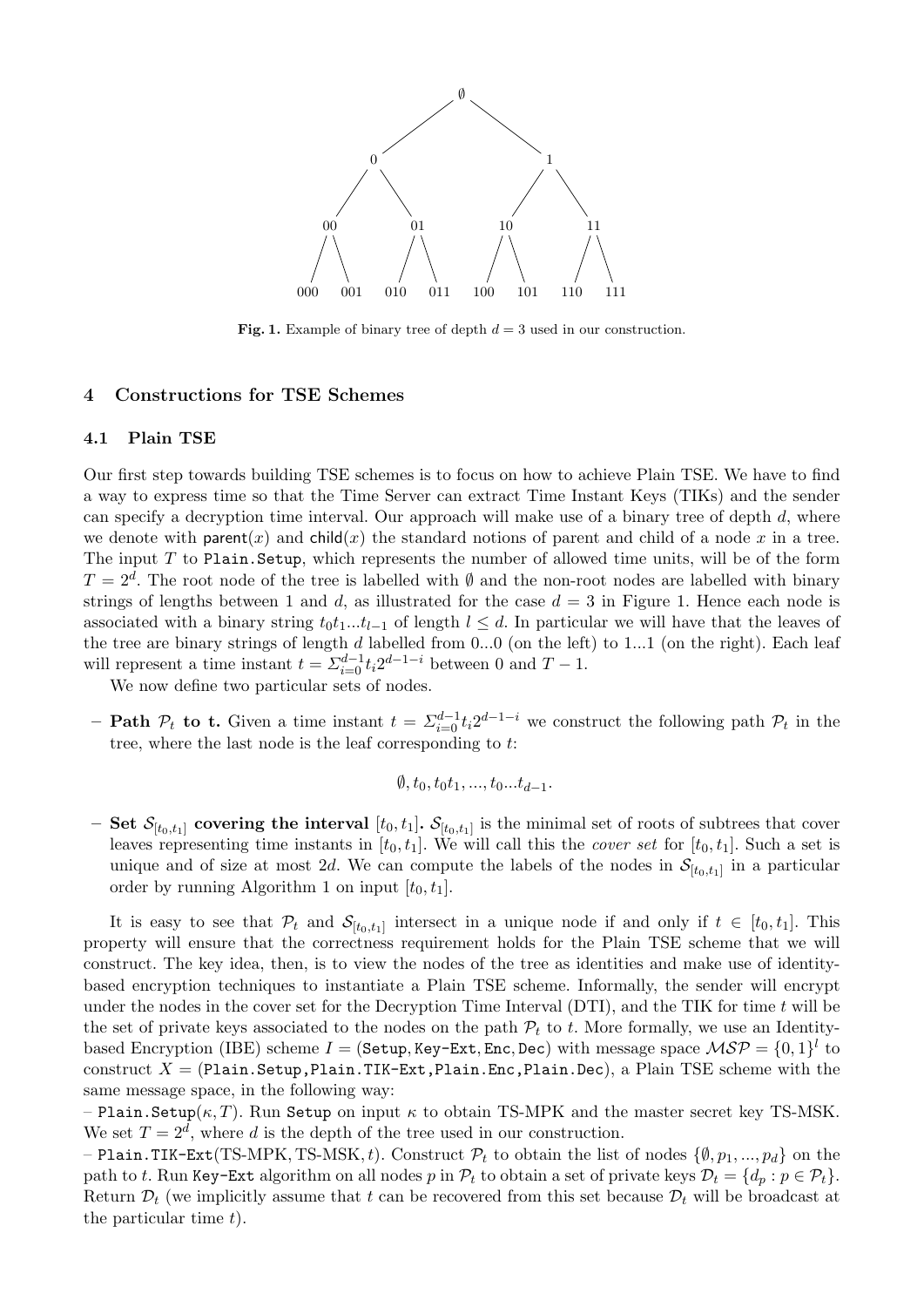Fig. 1. Example of binary tree of depth $d = 3$ used in our construction.

## 4 Constructions for TSE Schemes

### 4.1 Plain TSE

Our first step towards building TSE schemes is to focus on how to achieve Plain TSE. We have to find a way to express time so that the Time Server can extract Time Instant Keys (TIKs) and the sender can specify a decryption time interval. Our approach will make use of a binary tree of depth $d$, where we denote with $\mathsf{parent}(x)$ and $\mathsf{child}(x)$ the standard notions of parent and child of a node $x$ in a tree. The input $T$ to `Plain.Setup`, which represents the number of allowed time units, will be of the form $T = 2^d$. The root node of the tree is labelled with $\emptyset$ and the non-root nodes are labelled with binary strings of lengths between 1 and $d$, as illustrated for the case $d = 3$ in Figure 1. Hence each node is associated with a binary string $t_0t_1...t_{l-1}$ of length $l \leq d$. In particular we will have that the leaves of the tree are binary strings of length $d$ labelled from 0...0 (on the left) to 1...1 (on the right). Each leaf will represent a time instant $t = \Sigma_{i=0}^{d-1} t_i 2^{d-1-i}$ between 0 and $T - 1$.

We now define two particular sets of nodes.

- **Path $\mathcal{P}_t$ to t.** Given a time instant $t = \Sigma_{i=0}^{d-1} t_i 2^{d-1-i}$ we construct the following path $\mathcal{P}_t$ in the tree, where the last node is the leaf corresponding to $t$:

$$\emptyset, t_0, t_0t_1, ..., t_0...t_{d-1}.$$

- **Set $\mathcal{S}_{[t_0,t_1]}$ covering the interval** $[t_0, t_1]$**.** $\mathcal{S}_{[t_0,t_1]}$ is the minimal set of roots of subtrees that cover leaves representing time instants in $[t_0, t_1]$. We will call this the *cover set* for $[t_0, t_1]$. Such a set is unique and of size at most $2d$. We can compute the labels of the nodes in $\mathcal{S}_{[t_0,t_1]}$ in a particular order by running Algorithm 1 on input $[t_0, t_1]$.

It is easy to see that $\mathcal{P}_t$ and $\mathcal{S}_{[t_0,t_1]}$ intersect in a unique node if and only if $t \in [t_0, t_1]$. This property will ensure that the correctness requirement holds for the Plain TSE scheme that we will construct. The key idea, then, is to view the nodes of the tree as identities and make use of identity-based encryption techniques to instantiate a Plain TSE scheme. Informally, the sender will encrypt under the nodes in the cover set for the Decryption Time Interval (DTI), and the TIK for time $t$ will be the set of private keys associated to the nodes on the path $\mathcal{P}_t$ to $t$. More formally, we use an Identity-based Encryption (IBE) scheme $I =$ (`Setup`, `Key-Ext`, `Enc`, `Dec`) with message space $\mathcal{MSP} = \{0, 1\}^l$ to construct $X =$ (`Plain.Setup`, `Plain.TIK-Ext`, `Plain.Enc`, `Plain.Dec`), a Plain TSE scheme with the same message space, in the following way:

– `Plain.Setup`$(\kappa, T)$. Run `Setup` on input $\kappa$ to obtain TS-MPK and the master secret key TS-MSK. We set $T = 2^d$, where $d$ is the depth of the tree used in our construction.

– `Plain.TIK-Ext`(TS-MPK, TS-MSK, $t$). Construct $\mathcal{P}_t$ to obtain the list of nodes $\{\emptyset, p_1, ..., p_d\}$ on the path to $t$. Run `Key-Ext` algorithm on all nodes $p$ in $\mathcal{P}_t$ to obtain a set of private keys $\mathcal{D}_t = \{d_p : p \in \mathcal{P}_t\}$. Return $\mathcal{D}_t$ (we implicitly assume that $t$ can be recovered from this set because $\mathcal{D}_t$ will be broadcast at the particular time $t$).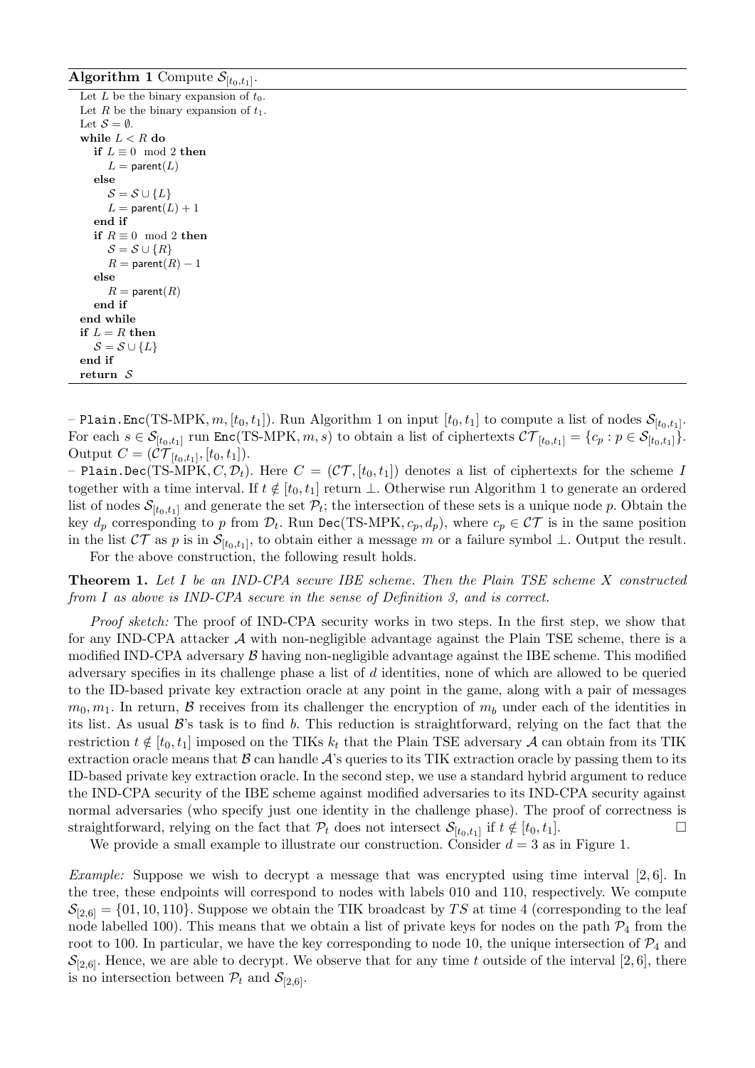**Algorithm 1** Compute $\mathcal{S}_{[t_0,t_1]}$.

```
Let L be the binary expansion of t0.
Let R be the binary expansion of t1.
Let S = ∅.
while L < R do
  if L ≡ 0 mod 2 then
    L = parent(L)
  else
    S = S ∪ {L}
    L = parent(L) + 1
  end if
  if R ≡ 0 mod 2 then
    S = S ∪ {R}
    R = parent(R) − 1
  else
    R = parent(R)
  end if
end while
if L = R then
  S = S ∪ {L}
end if
return S
```

– Plain.Enc(TS-MPK, $m, [t_0, t_1]$). Run Algorithm 1 on input $[t_0, t_1]$ to compute a list of nodes $\mathcal{S}_{[t_0,t_1]}$. For each $s \in \mathcal{S}_{[t_0,t_1]}$ run Enc(TS-MPK, $m, s$) to obtain a list of ciphertexts $\mathcal{CT}_{[t_0,t_1]} = \{c_p : p \in \mathcal{S}_{[t_0,t_1]}\}$. Output $C = (\mathcal{CT}_{[t_0,t_1]}, [t_0, t_1])$.

– Plain.Dec(TS-MPK, $C, \mathcal{D}_t$). Here $C = (\mathcal{CT}, [t_0, t_1])$ denotes a list of ciphertexts for the scheme $I$ together with a time interval. If $t \notin [t_0, t_1]$ return $\perp$. Otherwise run Algorithm 1 to generate an ordered list of nodes $\mathcal{S}_{[t_0,t_1]}$ and generate the set $\mathcal{P}_t$; the intersection of these sets is a unique node $p$. Obtain the key $d_p$ corresponding to $p$ from $\mathcal{D}_t$. Run Dec(TS-MPK, $c_p, d_p$), where $c_p \in \mathcal{CT}$ is in the same position in the list $\mathcal{CT}$ as $p$ is in $\mathcal{S}_{[t_0,t_1]}$, to obtain either a message $m$ or a failure symbol $\perp$. Output the result.

For the above construction, the following result holds.

**Theorem 1.** *Let $I$ be an IND-CPA secure IBE scheme. Then the Plain TSE scheme $X$ constructed from $I$ as above is IND-CPA secure in the sense of Definition 3, and is correct.*

*Proof sketch:* The proof of IND-CPA security works in two steps. In the first step, we show that for any IND-CPA attacker $\mathcal{A}$ with non-negligible advantage against the Plain TSE scheme, there is a modified IND-CPA adversary $\mathcal{B}$ having non-negligible advantage against the IBE scheme. This modified adversary specifies in its challenge phase a list of $d$ identities, none of which are allowed to be queried to the ID-based private key extraction oracle at any point in the game, along with a pair of messages $m_0, m_1$. In return, $\mathcal{B}$ receives from its challenger the encryption of $m_b$ under each of the identities in its list. As usual $\mathcal{B}$'s task is to find $b$. This reduction is straightforward, relying on the fact that the restriction $t \notin [t_0, t_1]$ imposed on the TIKs $k_t$ that the Plain TSE adversary $\mathcal{A}$ can obtain from its TIK extraction oracle means that $\mathcal{B}$ can handle $\mathcal{A}$'s queries to its TIK extraction oracle by passing them to its ID-based private key extraction oracle. In the second step, we use a standard hybrid argument to reduce the IND-CPA security of the IBE scheme against modified adversaries to its IND-CPA security against normal adversaries (who specify just one identity in the challenge phase). The proof of correctness is straightforward, relying on the fact that $\mathcal{P}_t$ does not intersect $\mathcal{S}_{[t_0,t_1]}$ if $t \notin [t_0, t_1]$. □

We provide a small example to illustrate our construction. Consider $d = 3$ as in Figure 1.

*Example:* Suppose we wish to decrypt a message that was encrypted using time interval $[2, 6]$. In the tree, these endpoints will correspond to nodes with labels 010 and 110, respectively. We compute $\mathcal{S}_{[2,6]} = \{01, 10, 110\}$. Suppose we obtain the TIK broadcast by $TS$ at time 4 (corresponding to the leaf node labelled 100). This means that we obtain a list of private keys for nodes on the path $\mathcal{P}_4$ from the root to 100. In particular, we have the key corresponding to node 10, the unique intersection of $\mathcal{P}_4$ and $\mathcal{S}_{[2,6]}$. Hence, we are able to decrypt. We observe that for any time $t$ outside of the interval $[2, 6]$, there is no intersection between $\mathcal{P}_t$ and $\mathcal{S}_{[2,6]}$.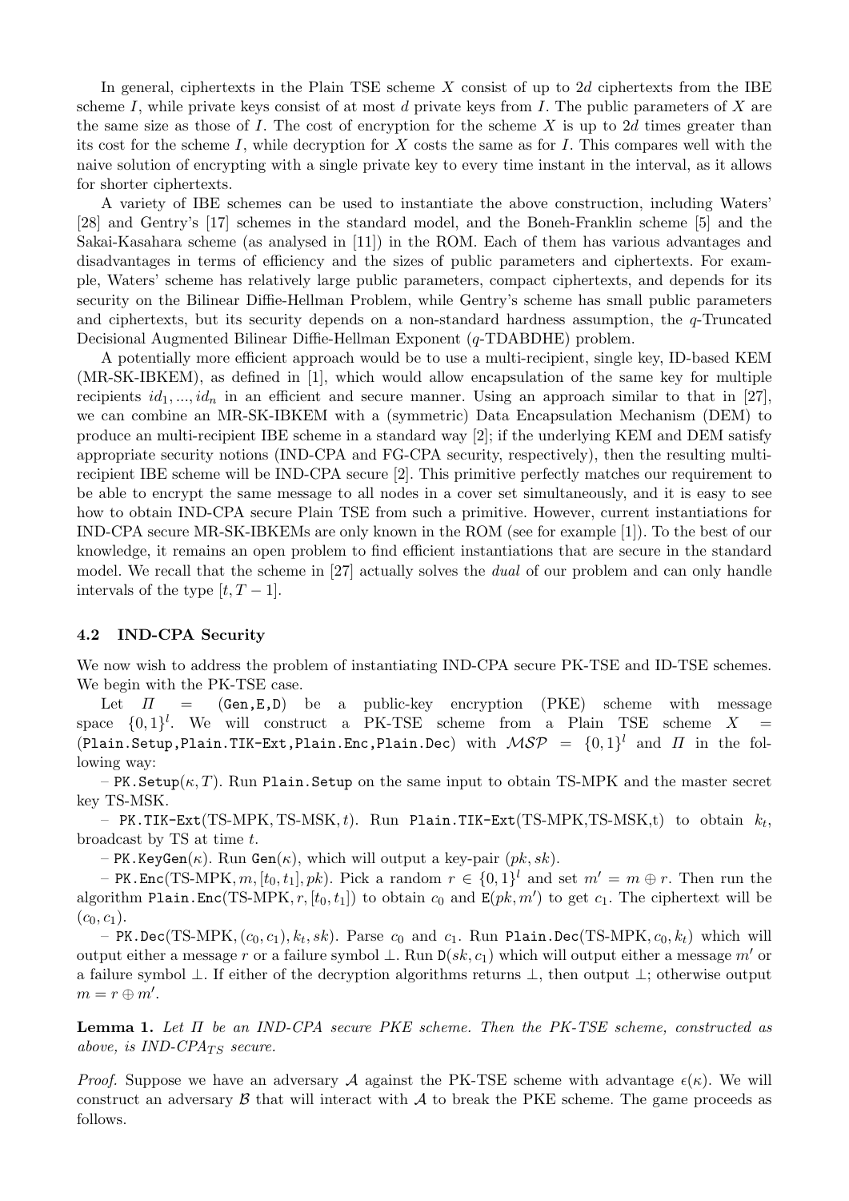In general, ciphertexts in the Plain TSE scheme $X$ consist of up to $2d$ ciphertexts from the IBE scheme $I$, while private keys consist of at most $d$ private keys from $I$. The public parameters of $X$ are the same size as those of $I$. The cost of encryption for the scheme $X$ is up to $2d$ times greater than its cost for the scheme $I$, while decryption for $X$ costs the same as for $I$. This compares well with the naive solution of encrypting with a single private key to every time instant in the interval, as it allows for shorter ciphertexts.

A variety of IBE schemes can be used to instantiate the above construction, including Waters' [28] and Gentry's [17] schemes in the standard model, and the Boneh-Franklin scheme [5] and the Sakai-Kasahara scheme (as analysed in [11]) in the ROM. Each of them has various advantages and disadvantages in terms of efficiency and the sizes of public parameters and ciphertexts. For example, Waters' scheme has relatively large public parameters, compact ciphertexts, and depends for its security on the Bilinear Diffie-Hellman Problem, while Gentry's scheme has small public parameters and ciphertexts, but its security depends on a non-standard hardness assumption, the $q$-Truncated Decisional Augmented Bilinear Diffie-Hellman Exponent ($q$-TDABDHE) problem.

A potentially more efficient approach would be to use a multi-recipient, single key, ID-based KEM (MR-SK-IBKEM), as defined in [1], which would allow encapsulation of the same key for multiple recipients $id_1, ..., id_n$ in an efficient and secure manner. Using an approach similar to that in [27], we can combine an MR-SK-IBKEM with a (symmetric) Data Encapsulation Mechanism (DEM) to produce an multi-recipient IBE scheme in a standard way [2]; if the underlying KEM and DEM satisfy appropriate security notions (IND-CPA and FG-CPA security, respectively), then the resulting multi-recipient IBE scheme will be IND-CPA secure [2]. This primitive perfectly matches our requirement to be able to encrypt the same message to all nodes in a cover set simultaneously, and it is easy to see how to obtain IND-CPA secure Plain TSE from such a primitive. However, current instantiations for IND-CPA secure MR-SK-IBKEMs are only known in the ROM (see for example [1]). To the best of our knowledge, it remains an open problem to find efficient instantiations that are secure in the standard model. We recall that the scheme in [27] actually solves the *dual* of our problem and can only handle intervals of the type $[t, T-1]$.

### 4.2 IND-CPA Security

We now wish to address the problem of instantiating IND-CPA secure PK-TSE and ID-TSE schemes. We begin with the PK-TSE case.

Let $\Pi = (\texttt{Gen},\texttt{E},\texttt{D})$ be a public-key encryption (PKE) scheme with message space $\{0,1\}^l$. We will construct a PK-TSE scheme from a Plain TSE scheme $X = (\texttt{Plain.Setup},\texttt{Plain.TIK-Ext},\texttt{Plain.Enc},\texttt{Plain.Dec})$ with $\mathcal{MSP} = \{0,1\}^l$ and $\Pi$ in the following way:

– $\texttt{PK.Setup}(\kappa, T)$. Run $\texttt{Plain.Setup}$ on the same input to obtain TS-MPK and the master secret key TS-MSK.

– $\texttt{PK.TIK-Ext}(\text{TS-MPK}, \text{TS-MSK}, t)$. Run $\texttt{Plain.TIK-Ext}(\text{TS-MPK,TS-MSK,t})$ to obtain $k_t$, broadcast by TS at time $t$.

– $\texttt{PK.KeyGen}(\kappa)$. Run $\texttt{Gen}(\kappa)$, which will output a key-pair $(pk, sk)$.

– $\texttt{PK.Enc}(\text{TS-MPK}, m, [t_0, t_1], pk)$. Pick a random $r \in \{0,1\}^l$ and set $m' = m \oplus r$. Then run the algorithm $\texttt{Plain.Enc}(\text{TS-MPK}, r, [t_0, t_1])$ to obtain $c_0$ and $\texttt{E}(pk, m')$ to get $c_1$. The ciphertext will be $(c_0, c_1)$.

– $\texttt{PK.Dec}(\text{TS-MPK}, (c_0, c_1), k_t, sk)$. Parse $c_0$ and $c_1$. Run $\texttt{Plain.Dec}(\text{TS-MPK}, c_0, k_t)$ which will output either a message $r$ or a failure symbol $\perp$. Run $\texttt{D}(sk, c_1)$ which will output either a message $m'$ or a failure symbol $\perp$. If either of the decryption algorithms returns $\perp$, then output $\perp$; otherwise output $m = r \oplus m'$.

**Lemma 1.** *Let $\Pi$ be an IND-CPA secure PKE scheme. Then the PK-TSE scheme, constructed as above, is IND-CPA$_{TS}$ secure.*

*Proof.* Suppose we have an adversary $\mathcal{A}$ against the PK-TSE scheme with advantage $\epsilon(\kappa)$. We will construct an adversary $\mathcal{B}$ that will interact with $\mathcal{A}$ to break the PKE scheme. The game proceeds as follows.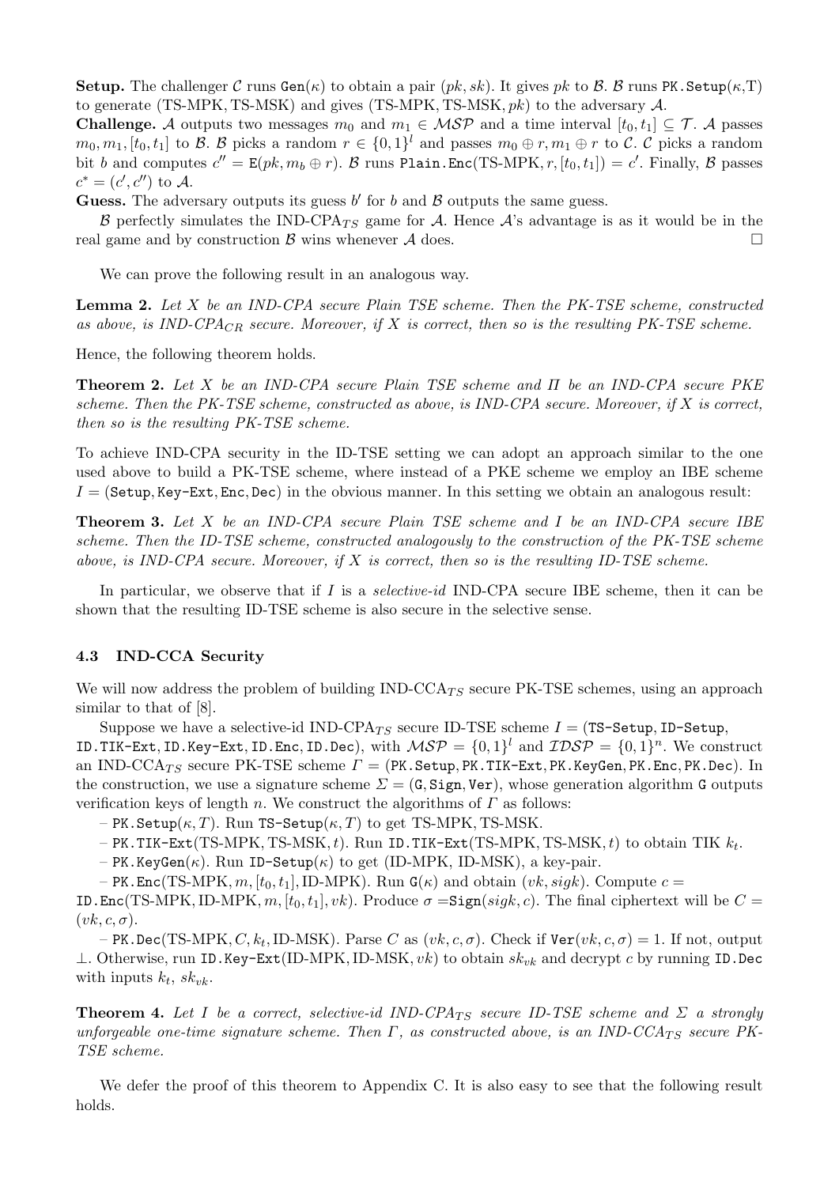**Setup.** The challenger $\mathcal{C}$ runs $\texttt{Gen}(\kappa)$ to obtain a pair $(pk, sk)$. It gives $pk$ to $\mathcal{B}$. $\mathcal{B}$ runs $\texttt{PK.Setup}(\kappa, \text{T})$ to generate (TS-MPK, TS-MSK) and gives (TS-MPK, TS-MSK, $pk$) to the adversary $\mathcal{A}$.

**Challenge.** $\mathcal{A}$ outputs two messages $m_0$ and $m_1 \in \mathcal{MSP}$ and a time interval $[t_0, t_1] \subseteq \mathcal{T}$. $\mathcal{A}$ passes $m_0, m_1, [t_0, t_1]$ to $\mathcal{B}$. $\mathcal{B}$ picks a random $r \in \{0,1\}^l$ and passes $m_0 \oplus r, m_1 \oplus r$ to $\mathcal{C}$. $\mathcal{C}$ picks a random bit $b$ and computes $c'' = \texttt{E}(pk, m_b \oplus r)$. $\mathcal{B}$ runs $\texttt{Plain.Enc}(\text{TS-MPK}, r, [t_0, t_1]) = c'$. Finally, $\mathcal{B}$ passes $c^* = (c', c'')$ to $\mathcal{A}$.

**Guess.** The adversary outputs its guess $b'$ for $b$ and $\mathcal{B}$ outputs the same guess.

$\mathcal{B}$ perfectly simulates the IND-CPA$_{TS}$ game for $\mathcal{A}$. Hence $\mathcal{A}$'s advantage is as it would be in the real game and by construction $\mathcal{B}$ wins whenever $\mathcal{A}$ does. $\square$

We can prove the following result in an analogous way.

**Lemma 2.** *Let $X$ be an IND-CPA secure Plain TSE scheme. Then the PK-TSE scheme, constructed as above, is IND-CPA$_{CR}$ secure. Moreover, if $X$ is correct, then so is the resulting PK-TSE scheme.*

Hence, the following theorem holds.

**Theorem 2.** *Let $X$ be an IND-CPA secure Plain TSE scheme and $\Pi$ be an IND-CPA secure PKE scheme. Then the PK-TSE scheme, constructed as above, is IND-CPA secure. Moreover, if $X$ is correct, then so is the resulting PK-TSE scheme.*

To achieve IND-CPA security in the ID-TSE setting we can adopt an approach similar to the one used above to build a PK-TSE scheme, where instead of a PKE scheme we employ an IBE scheme $I = (\texttt{Setup}, \texttt{Key-Ext}, \texttt{Enc}, \texttt{Dec})$ in the obvious manner. In this setting we obtain an analogous result:

**Theorem 3.** *Let $X$ be an IND-CPA secure Plain TSE scheme and $I$ be an IND-CPA secure IBE scheme. Then the ID-TSE scheme, constructed analogously to the construction of the PK-TSE scheme above, is IND-CPA secure. Moreover, if $X$ is correct, then so is the resulting ID-TSE scheme.*

In particular, we observe that if $I$ is a *selective-id* IND-CPA secure IBE scheme, then it can be shown that the resulting ID-TSE scheme is also secure in the selective sense.

### 4.3 IND-CCA Security

We will now address the problem of building IND-CCA$_{TS}$ secure PK-TSE schemes, using an approach similar to that of [8].

Suppose we have a selective-id IND-CPA$_{TS}$ secure ID-TSE scheme $I = (\texttt{TS-Setup}, \texttt{ID-Setup}, \texttt{ID.TIK-Ext}, \texttt{ID.Key-Ext}, \texttt{ID.Enc}, \texttt{ID.Dec})$, with $\mathcal{MSP} = \{0,1\}^l$ and $\mathcal{IDSP} = \{0,1\}^n$. We construct an IND-CCA$_{TS}$ secure PK-TSE scheme $\Gamma = (\texttt{PK.Setup}, \texttt{PK.TIK-Ext}, \texttt{PK.KeyGen}, \texttt{PK.Enc}, \texttt{PK.Dec})$. In the construction, we use a signature scheme $\Sigma = (\texttt{G}, \texttt{Sign}, \texttt{Ver})$, whose generation algorithm $\texttt{G}$ outputs verification keys of length $n$. We construct the algorithms of $\Gamma$ as follows:

– $\texttt{PK.Setup}(\kappa, T)$. Run $\texttt{TS-Setup}(\kappa, T)$ to get TS-MPK, TS-MSK.

– $\texttt{PK.TIK-Ext}(\text{TS-MPK}, \text{TS-MSK}, t)$. Run $\texttt{ID.TIK-Ext}(\text{TS-MPK}, \text{TS-MSK}, t)$ to obtain TIK $k_t$.

– $\texttt{PK.KeyGen}(\kappa)$. Run $\texttt{ID-Setup}(\kappa)$ to get (ID-MPK, ID-MSK), a key-pair.

– $\texttt{PK.Enc}(\text{TS-MPK}, m, [t_0, t_1], \text{ID-MPK})$. Run $\texttt{G}(\kappa)$ and obtain $(vk, sigk)$. Compute $c = \texttt{ID.Enc}(\text{TS-MPK}, \text{ID-MPK}, m, [t_0, t_1], vk)$. Produce $\sigma = \texttt{Sign}(sigk, c)$. The final ciphertext will be $C = (vk, c, \sigma)$.

– $\texttt{PK.Dec}(\text{TS-MPK}, C, k_t, \text{ID-MSK})$. Parse $C$ as $(vk, c, \sigma)$. Check if $\texttt{Ver}(vk, c, \sigma) = 1$. If not, output $\perp$. Otherwise, run $\texttt{ID.Key-Ext}(\text{ID-MPK}, \text{ID-MSK}, vk)$ to obtain $sk_{vk}$ and decrypt $c$ by running $\texttt{ID.Dec}$ with inputs $k_t$, $sk_{vk}$.

**Theorem 4.** *Let $I$ be a correct, selective-id IND-CPA$_{TS}$ secure ID-TSE scheme and $\Sigma$ a strongly unforgeable one-time signature scheme. Then $\Gamma$, as constructed above, is an IND-CCA$_{TS}$ secure PK-TSE scheme.*

We defer the proof of this theorem to Appendix C. It is also easy to see that the following result holds.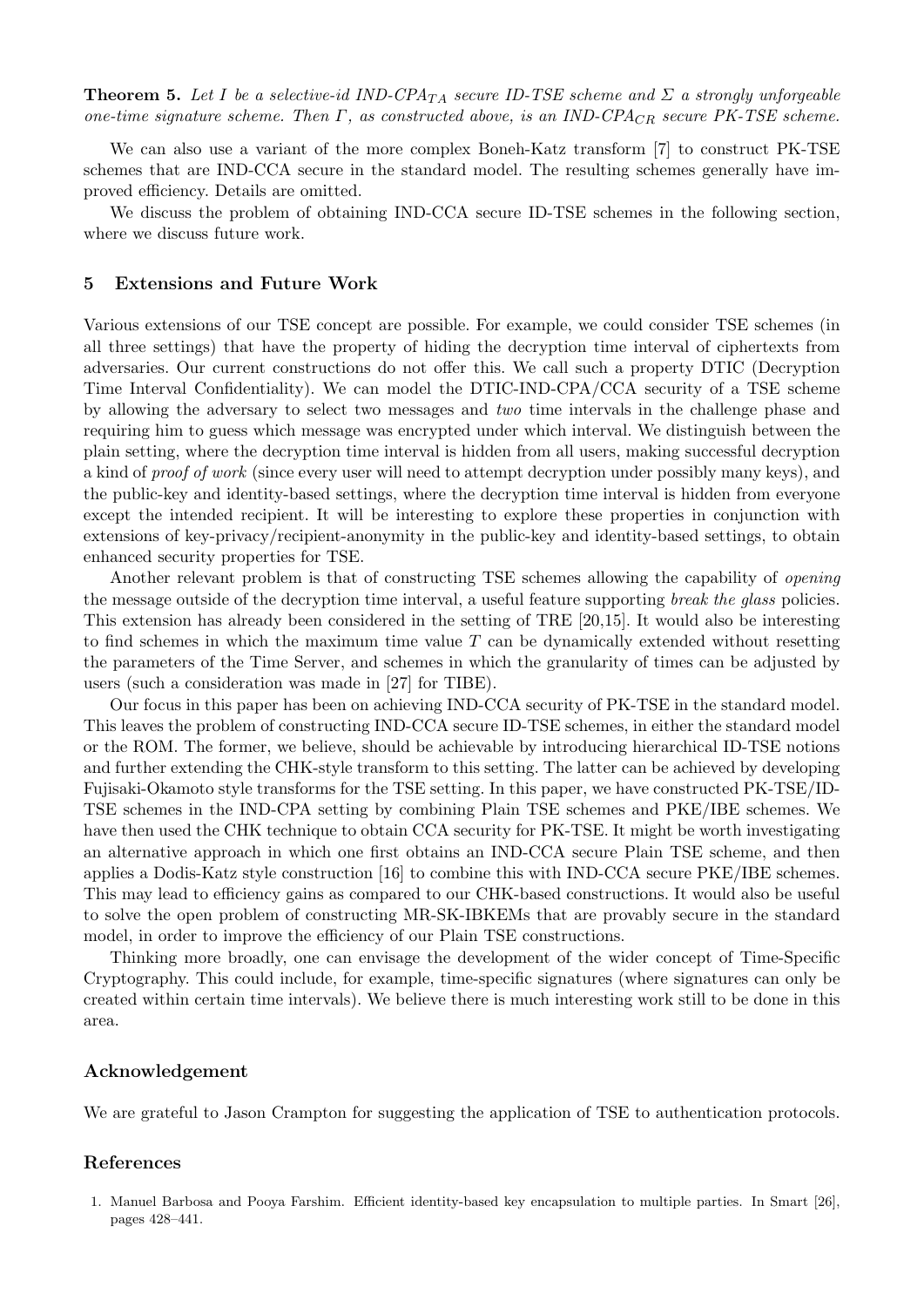**Theorem 5.** *Let $I$ be a selective-id IND-CPA$_{TA}$ secure ID-TSE scheme and $\Sigma$ a strongly unforgeable one-time signature scheme. Then $\Gamma$, as constructed above, is an IND-CPA$_{CR}$ secure PK-TSE scheme.*

We can also use a variant of the more complex Boneh-Katz transform [7] to construct PK-TSE schemes that are IND-CCA secure in the standard model. The resulting schemes generally have improved efficiency. Details are omitted.

We discuss the problem of obtaining IND-CCA secure ID-TSE schemes in the following section, where we discuss future work.

## 5 Extensions and Future Work

Various extensions of our TSE concept are possible. For example, we could consider TSE schemes (in all three settings) that have the property of hiding the decryption time interval of ciphertexts from adversaries. Our current constructions do not offer this. We call such a property DTIC (Decryption Time Interval Confidentiality). We can model the DTIC-IND-CPA/CCA security of a TSE scheme by allowing the adversary to select two messages and *two* time intervals in the challenge phase and requiring him to guess which message was encrypted under which interval. We distinguish between the plain setting, where the decryption time interval is hidden from all users, making successful decryption a kind of *proof of work* (since every user will need to attempt decryption under possibly many keys), and the public-key and identity-based settings, where the decryption time interval is hidden from everyone except the intended recipient. It will be interesting to explore these properties in conjunction with extensions of key-privacy/recipient-anonymity in the public-key and identity-based settings, to obtain enhanced security properties for TSE.

Another relevant problem is that of constructing TSE schemes allowing the capability of *opening* the message outside of the decryption time interval, a useful feature supporting *break the glass* policies. This extension has already been considered in the setting of TRE [20,15]. It would also be interesting to find schemes in which the maximum time value $T$ can be dynamically extended without resetting the parameters of the Time Server, and schemes in which the granularity of times can be adjusted by users (such a consideration was made in [27] for TIBE).

Our focus in this paper has been on achieving IND-CCA security of PK-TSE in the standard model. This leaves the problem of constructing IND-CCA secure ID-TSE schemes, in either the standard model or the ROM. The former, we believe, should be achievable by introducing hierarchical ID-TSE notions and further extending the CHK-style transform to this setting. The latter can be achieved by developing Fujisaki-Okamoto style transforms for the TSE setting. In this paper, we have constructed PK-TSE/ID-TSE schemes in the IND-CPA setting by combining Plain TSE schemes and PKE/IBE schemes. We have then used the CHK technique to obtain CCA security for PK-TSE. It might be worth investigating an alternative approach in which one first obtains an IND-CCA secure Plain TSE scheme, and then applies a Dodis-Katz style construction [16] to combine this with IND-CCA secure PKE/IBE schemes. This may lead to efficiency gains as compared to our CHK-based constructions. It would also be useful to solve the open problem of constructing MR-SK-IBKEMs that are provably secure in the standard model, in order to improve the efficiency of our Plain TSE constructions.

Thinking more broadly, one can envisage the development of the wider concept of Time-Specific Cryptography. This could include, for example, time-specific signatures (where signatures can only be created within certain time intervals). We believe there is much interesting work still to be done in this area.

### Acknowledgement

We are grateful to Jason Crampton for suggesting the application of TSE to authentication protocols.

### References

1. Manuel Barbosa and Pooya Farshim. Efficient identity-based key encapsulation to multiple parties. In Smart [26], pages 428–441.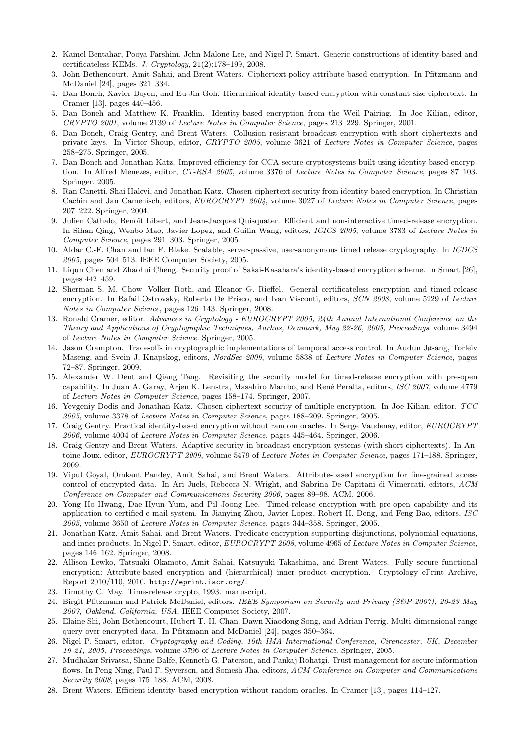2. Kamel Bentahar, Pooya Farshim, John Malone-Lee, and Nigel P. Smart. Generic constructions of identity-based and certificateless KEMs. *J. Cryptology*, 21(2):178–199, 2008.
3. John Bethencourt, Amit Sahai, and Brent Waters. Ciphertext-policy attribute-based encryption. In Pfitzmann and McDaniel [24], pages 321–334.
4. Dan Boneh, Xavier Boyen, and Eu-Jin Goh. Hierarchical identity based encryption with constant size ciphertext. In Cramer [13], pages 440–456.
5. Dan Boneh and Matthew K. Franklin. Identity-based encryption from the Weil Pairing. In Joe Kilian, editor, *CRYPTO 2001*, volume 2139 of *Lecture Notes in Computer Science*, pages 213–229. Springer, 2001.
6. Dan Boneh, Craig Gentry, and Brent Waters. Collusion resistant broadcast encryption with short ciphertexts and private keys. In Victor Shoup, editor, *CRYPTO 2005*, volume 3621 of *Lecture Notes in Computer Science*, pages 258–275. Springer, 2005.
7. Dan Boneh and Jonathan Katz. Improved efficiency for CCA-secure cryptosystems built using identity-based encryption. In Alfred Menezes, editor, *CT-RSA 2005*, volume 3376 of *Lecture Notes in Computer Science*, pages 87–103. Springer, 2005.
8. Ran Canetti, Shai Halevi, and Jonathan Katz. Chosen-ciphertext security from identity-based encryption. In Christian Cachin and Jan Camenisch, editors, *EUROCRYPT 2004*, volume 3027 of *Lecture Notes in Computer Science*, pages 207–222. Springer, 2004.
9. Julien Cathalo, Benoît Libert, and Jean-Jacques Quisquater. Efficient and non-interactive timed-release encryption. In Sihan Qing, Wenbo Mao, Javier Lopez, and Guilin Wang, editors, *ICICS 2005*, volume 3783 of *Lecture Notes in Computer Science*, pages 291–303. Springer, 2005.
10. Aldar C.-F. Chan and Ian F. Blake. Scalable, server-passive, user-anonymous timed release cryptography. In *ICDCS 2005*, pages 504–513. IEEE Computer Society, 2005.
11. Liqun Chen and Zhaohui Cheng. Security proof of Sakai-Kasahara's identity-based encryption scheme. In Smart [26], pages 442–459.
12. Sherman S. M. Chow, Volker Roth, and Eleanor G. Rieffel. General certificateless encryption and timed-release encryption. In Rafail Ostrovsky, Roberto De Prisco, and Ivan Visconti, editors, *SCN 2008*, volume 5229 of *Lecture Notes in Computer Science*, pages 126–143. Springer, 2008.
13. Ronald Cramer, editor. *Advances in Cryptology - EUROCRYPT 2005, 24th Annual International Conference on the Theory and Applications of Cryptographic Techniques, Aarhus, Denmark, May 22-26, 2005, Proceedings*, volume 3494 of *Lecture Notes in Computer Science*. Springer, 2005.
14. Jason Crampton. Trade-offs in cryptographic implementations of temporal access control. In Audun Jøsang, Torleiv Maseng, and Svein J. Knapskog, editors, *NordSec 2009*, volume 5838 of *Lecture Notes in Computer Science*, pages 72–87. Springer, 2009.
15. Alexander W. Dent and Qiang Tang. Revisiting the security model for timed-release encryption with pre-open capability. In Juan A. Garay, Arjen K. Lenstra, Masahiro Mambo, and René Peralta, editors, *ISC 2007*, volume 4779 of *Lecture Notes in Computer Science*, pages 158–174. Springer, 2007.
16. Yevgeniy Dodis and Jonathan Katz. Chosen-ciphertext security of multiple encryption. In Joe Kilian, editor, *TCC 2005*, volume 3378 of *Lecture Notes in Computer Science*, pages 188–209. Springer, 2005.
17. Craig Gentry. Practical identity-based encryption without random oracles. In Serge Vaudenay, editor, *EUROCRYPT 2006*, volume 4004 of *Lecture Notes in Computer Science*, pages 445–464. Springer, 2006.
18. Craig Gentry and Brent Waters. Adaptive security in broadcast encryption systems (with short ciphertexts). In Antoine Joux, editor, *EUROCRYPT 2009*, volume 5479 of *Lecture Notes in Computer Science*, pages 171–188. Springer, 2009.
19. Vipul Goyal, Omkant Pandey, Amit Sahai, and Brent Waters. Attribute-based encryption for fine-grained access control of encrypted data. In Ari Juels, Rebecca N. Wright, and Sabrina De Capitani di Vimercati, editors, *ACM Conference on Computer and Communications Security 2006*, pages 89–98. ACM, 2006.
20. Yong Ho Hwang, Dae Hyun Yum, and Pil Joong Lee. Timed-release encryption with pre-open capability and its application to certified e-mail system. In Jianying Zhou, Javier Lopez, Robert H. Deng, and Feng Bao, editors, *ISC 2005*, volume 3650 of *Lecture Notes in Computer Science*, pages 344–358. Springer, 2005.
21. Jonathan Katz, Amit Sahai, and Brent Waters. Predicate encryption supporting disjunctions, polynomial equations, and inner products. In Nigel P. Smart, editor, *EUROCRYPT 2008*, volume 4965 of *Lecture Notes in Computer Science*, pages 146–162. Springer, 2008.
22. Allison Lewko, Tatsuaki Okamoto, Amit Sahai, Katsuyuki Takashima, and Brent Waters. Fully secure functional encryption: Attribute-based encryption and (hierarchical) inner product encryption. Cryptology ePrint Archive, Report 2010/110, 2010. http://eprint.iacr.org/.
23. Timothy C. May. Time-release crypto, 1993. manuscript.
24. Birgit Pfitzmann and Patrick McDaniel, editors. *IEEE Symposium on Security and Privacy (S&P 2007), 20-23 May 2007, Oakland, California, USA*. IEEE Computer Society, 2007.
25. Elaine Shi, John Bethencourt, Hubert T.-H. Chan, Dawn Xiaodong Song, and Adrian Perrig. Multi-dimensional range query over encrypted data. In Pfitzmann and McDaniel [24], pages 350–364.
26. Nigel P. Smart, editor. *Cryptography and Coding, 10th IMA International Conference, Cirencester, UK, December 19-21, 2005, Proceedings*, volume 3796 of *Lecture Notes in Computer Science*. Springer, 2005.
27. Mudhakar Srivatsa, Shane Balfe, Kenneth G. Paterson, and Pankaj Rohatgi. Trust management for secure information flows. In Peng Ning, Paul F. Syverson, and Somesh Jha, editors, *ACM Conference on Computer and Communications Security 2008*, pages 175–188. ACM, 2008.
28. Brent Waters. Efficient identity-based encryption without random oracles. In Cramer [13], pages 114–127.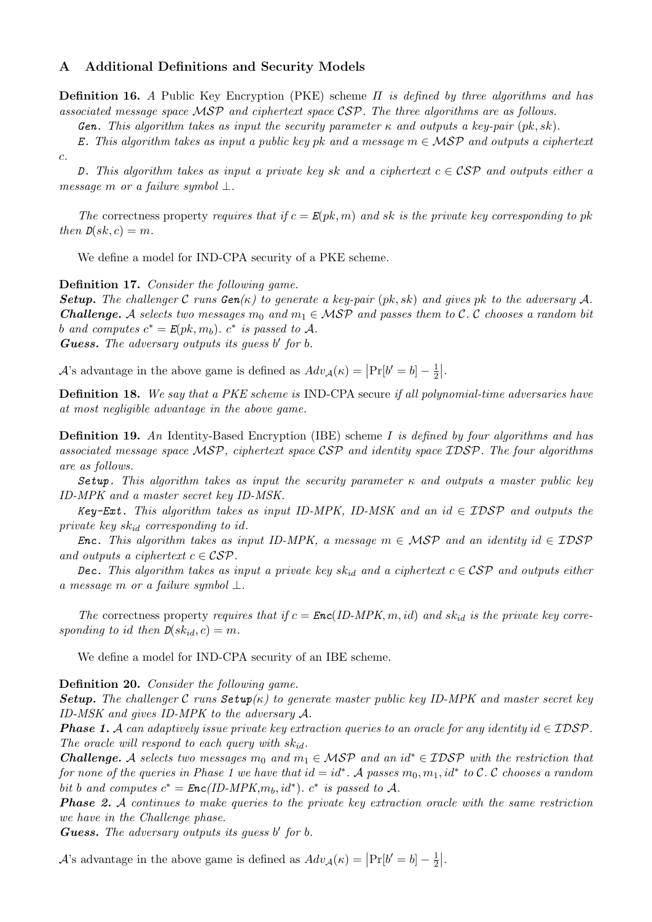## A Additional Definitions and Security Models

**Definition 16.** *A* Public Key Encryption (PKE) scheme *$\Pi$ is defined by three algorithms and has associated message space $\mathcal{MSP}$ and ciphertext space $\mathcal{CSP}$. The three algorithms are as follows.*

*`Gen`. This algorithm takes as input the security parameter $\kappa$ and outputs a key-pair $(pk, sk)$.*

*`E`. This algorithm takes as input a public key $pk$ and a message $m \in \mathcal{MSP}$ and outputs a ciphertext $c$.*

*`D`. This algorithm takes as input a private key $sk$ and a ciphertext $c \in \mathcal{CSP}$ and outputs either a message $m$ or a failure symbol $\perp$.*

*The* correctness property *requires that if $c = \texttt{E}(pk, m)$ and $sk$ is the private key corresponding to $pk$ then $\texttt{D}(sk, c) = m$.*

We define a model for IND-CPA security of a PKE scheme.

**Definition 17.** *Consider the following game.*

***Setup.*** *The challenger $\mathcal{C}$ runs $\texttt{Gen}(\kappa)$ to generate a key-pair $(pk, sk)$ and gives $pk$ to the adversary $\mathcal{A}$.*

***Challenge.*** *$\mathcal{A}$ selects two messages $m_0$ and $m_1 \in \mathcal{MSP}$ and passes them to $\mathcal{C}$. $\mathcal{C}$ chooses a random bit $b$ and computes $c^* = \texttt{E}(pk, m_b)$. $c^*$ is passed to $\mathcal{A}$.*

***Guess.*** *The adversary outputs its guess $b'$ for $b$.*

$\mathcal{A}$'s advantage in the above game is defined as $Adv_{\mathcal{A}}(\kappa) = \left|\Pr[b' = b] - \frac{1}{2}\right|$.

**Definition 18.** *We say that a PKE scheme is* IND-CPA secure *if all polynomial-time adversaries have at most negligible advantage in the above game.*

**Definition 19.** *An* Identity-Based Encryption (IBE) scheme *$I$ is defined by four algorithms and has associated message space $\mathcal{MSP}$, ciphertext space $\mathcal{CSP}$ and identity space $\mathcal{IDSP}$. The four algorithms are as follows.*

*`Setup`. This algorithm takes as input the security parameter $\kappa$ and outputs a master public key ID-MPK and a master secret key ID-MSK.*

*`Key-Ext`. This algorithm takes as input ID-MPK, ID-MSK and an $id \in \mathcal{IDSP}$ and outputs the private key $sk_{id}$ corresponding to $id$.*

*`Enc`. This algorithm takes as input ID-MPK, a message $m \in \mathcal{MSP}$ and an identity $id \in \mathcal{IDSP}$ and outputs a ciphertext $c \in \mathcal{CSP}$.*

*`Dec`. This algorithm takes as input a private key $sk_{id}$ and a ciphertext $c \in \mathcal{CSP}$ and outputs either a message $m$ or a failure symbol $\perp$.*

*The* correctness property *requires that if $c = \texttt{Enc}(\text{ID-MPK}, m, id)$ and $sk_{id}$ is the private key corresponding to $id$ then $\texttt{D}(sk_{id}, c) = m$.*

We define a model for IND-CPA security of an IBE scheme.

**Definition 20.** *Consider the following game.*

***Setup.*** *The challenger $\mathcal{C}$ runs $\texttt{Setup}(\kappa)$ to generate master public key ID-MPK and master secret key ID-MSK and gives ID-MPK to the adversary $\mathcal{A}$.*

***Phase 1.*** *$\mathcal{A}$ can adaptively issue private key extraction queries to an oracle for any identity $id \in \mathcal{IDSP}$. The oracle will respond to each query with $sk_{id}$.*

***Challenge.*** *$\mathcal{A}$ selects two messages $m_0$ and $m_1 \in \mathcal{MSP}$ and an $id^* \in \mathcal{IDSP}$ with the restriction that for none of the queries in Phase 1 we have that $id = id^*$. $\mathcal{A}$ passes $m_0, m_1, id^*$ to $\mathcal{C}$. $\mathcal{C}$ chooses a random bit $b$ and computes $c^* = \texttt{Enc}(\text{ID-MPK}, m_b, id^*)$. $c^*$ is passed to $\mathcal{A}$.*

***Phase 2.*** *$\mathcal{A}$ continues to make queries to the private key extraction oracle with the same restriction we have in the Challenge phase.*

***Guess.*** *The adversary outputs its guess $b'$ for $b$.*

$\mathcal{A}$'s advantage in the above game is defined as $Adv_{\mathcal{A}}(\kappa) = \left|\Pr[b' = b] - \frac{1}{2}\right|$.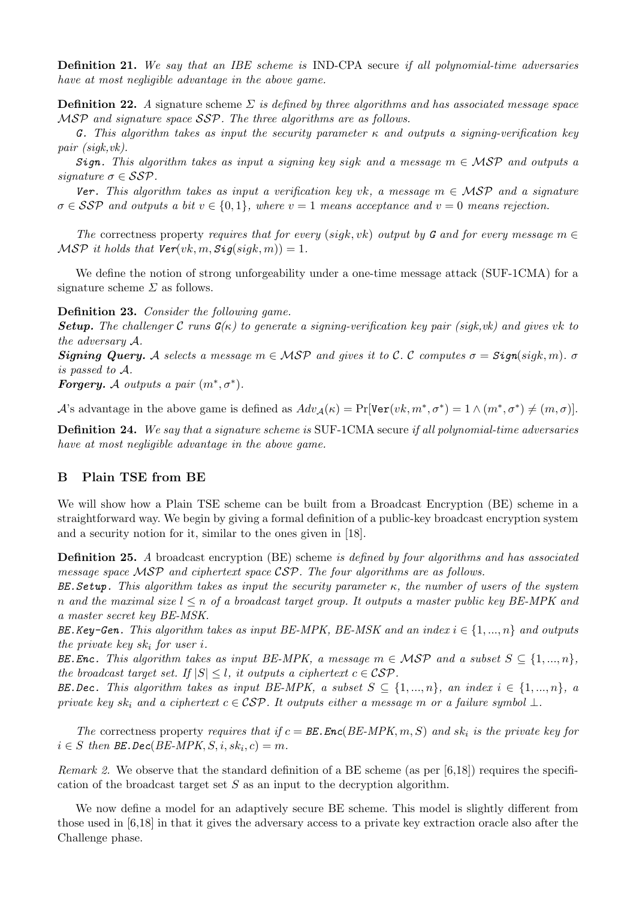**Definition 21.** *We say that an IBE scheme is* IND-CPA secure *if all polynomial-time adversaries have at most negligible advantage in the above game.*

**Definition 22.** *A* signature scheme $\Sigma$ *is defined by three algorithms and has associated message space $\mathcal{MSP}$ and signature space $\mathcal{SSP}$. The three algorithms are as follows.*

***G.*** *This algorithm takes as input the security parameter $\kappa$ and outputs a signing-verification key pair (sigk,vk).*

***Sign.*** *This algorithm takes as input a signing key sigk and a message $m \in \mathcal{MSP}$ and outputs a signature $\sigma \in \mathcal{SSP}$.*

***Ver.*** *This algorithm takes as input a verification key vk, a message $m \in \mathcal{MSP}$ and a signature $\sigma \in \mathcal{SSP}$ and outputs a bit $v \in \{0,1\}$, where $v = 1$ means acceptance and $v = 0$ means rejection.*

*The* correctness property *requires that for every $(sigk, vk)$ output by* G *and for every message $m \in \mathcal{MSP}$ it holds that* $\texttt{Ver}(vk, m, \texttt{Sig}(sigk, m)) = 1$.

We define the notion of strong unforgeability under a one-time message attack (SUF-1CMA) for a signature scheme $\Sigma$ as follows.

**Definition 23.** *Consider the following game.*
***Setup.*** *The challenger $\mathcal{C}$ runs G($\kappa$) to generate a signing-verification key pair (sigk,vk) and gives vk to the adversary $\mathcal{A}$.*
***Signing Query.*** *$\mathcal{A}$ selects a message $m \in \mathcal{MSP}$ and gives it to $\mathcal{C}$. $\mathcal{C}$ computes $\sigma = \texttt{Sign}(sigk, m)$. $\sigma$ is passed to $\mathcal{A}$.*
***Forgery.*** *$\mathcal{A}$ outputs a pair $(m^*, \sigma^*)$.*

$\mathcal{A}$'s advantage in the above game is defined as $Adv_{\mathcal{A}}(\kappa) = \Pr[\texttt{Ver}(vk, m^*, \sigma^*) = 1 \wedge (m^*, \sigma^*) \neq (m, \sigma)]$.

**Definition 24.** *We say that a signature scheme is* SUF-1CMA secure *if all polynomial-time adversaries have at most negligible advantage in the above game.*

## B Plain TSE from BE

We will show how a Plain TSE scheme can be built from a Broadcast Encryption (BE) scheme in a straightforward way. We begin by giving a formal definition of a public-key broadcast encryption system and a security notion for it, similar to the ones given in [18].

**Definition 25.** *A* broadcast encryption (BE) scheme *is defined by four algorithms and has associated message space $\mathcal{MSP}$ and ciphertext space $\mathcal{CSP}$. The four algorithms are as follows.*
***BE.Setup.*** *This algorithm takes as input the security parameter $\kappa$, the number of users of the system $n$ and the maximal size $l \leq n$ of a broadcast target group. It outputs a master public key BE-MPK and a master secret key BE-MSK.*
***BE.Key-Gen.*** *This algorithm takes as input BE-MPK, BE-MSK and an index $i \in \{1, ..., n\}$ and outputs the private key $sk_i$ for user $i$.*
***BE.Enc.*** *This algorithm takes as input BE-MPK, a message $m \in \mathcal{MSP}$ and a subset $S \subseteq \{1, ..., n\}$, the broadcast target set. If $|S| \leq l$, it outputs a ciphertext $c \in \mathcal{CSP}$.*
***BE.Dec.*** *This algorithm takes as input BE-MPK, a subset $S \subseteq \{1, ..., n\}$, an index $i \in \{1, ..., n\}$, a private key $sk_i$ and a ciphertext $c \in \mathcal{CSP}$. It outputs either a message $m$ or a failure symbol $\perp$.*

*The* correctness property *requires that if $c =$ BE.Enc(BE-MPK, $m$, $S$) and $sk_i$ is the private key for $i \in S$ then* BE.Dec(BE-MPK, $S$, $i$, $sk_i$, $c$) $= m$.

*Remark 2.* We observe that the standard definition of a BE scheme (as per [6,18]) requires the specification of the broadcast target set $S$ as an input to the decryption algorithm.

We now define a model for an adaptively secure BE scheme. This model is slightly different from those used in [6,18] in that it gives the adversary access to a private key extraction oracle also after the Challenge phase.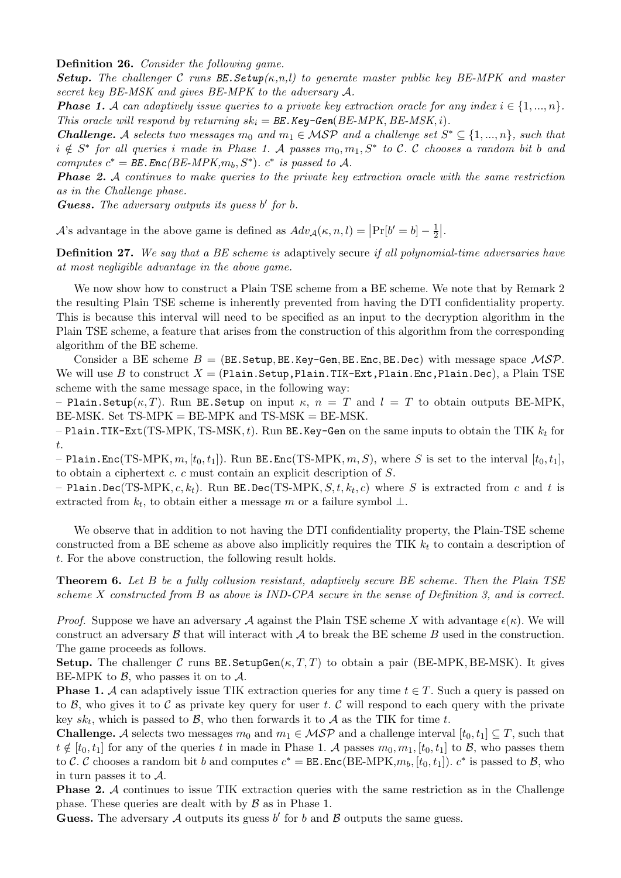**Definition 26.** *Consider the following game.*

***Setup.*** *The challenger $\mathcal{C}$ runs* `BE.Setup`*($\kappa$,n,l) to generate master public key BE-MPK and master secret key BE-MSK and gives BE-MPK to the adversary $\mathcal{A}$.*

***Phase 1.*** *$\mathcal{A}$ can adaptively issue queries to a private key extraction oracle for any index $i \in \{1, ..., n\}$. This oracle will respond by returning $sk_i$ =* `BE.Key-Gen`*(BE-MPK, BE-MSK, i).*

***Challenge.*** *$\mathcal{A}$ selects two messages $m_0$ and $m_1 \in \mathcal{MSP}$ and a challenge set $S^* \subseteq \{1, ..., n\}$, such that $i \notin S^*$ for all queries $i$ made in Phase 1. $\mathcal{A}$ passes $m_0, m_1, S^*$ to $\mathcal{C}$. $\mathcal{C}$ chooses a random bit $b$ and computes $c^*$ =* `BE.Enc`*(BE-MPK,$m_b$, $S^*$). $c^*$ is passed to $\mathcal{A}$.*

***Phase 2.*** *$\mathcal{A}$ continues to make queries to the private key extraction oracle with the same restriction as in the Challenge phase.*

***Guess.*** *The adversary outputs its guess $b'$ for $b$.*

$\mathcal{A}$'s advantage in the above game is defined as $Adv_{\mathcal{A}}(\kappa, n, l) = \left|\Pr[b' = b] - \frac{1}{2}\right|$.

**Definition 27.** *We say that a BE scheme is* adaptively secure *if all polynomial-time adversaries have at most negligible advantage in the above game.*

We now show how to construct a Plain TSE scheme from a BE scheme. We note that by Remark 2 the resulting Plain TSE scheme is inherently prevented from having the DTI confidentiality property. This is because this interval will need to be specified as an input to the decryption algorithm in the Plain TSE scheme, a feature that arises from the construction of this algorithm from the corresponding algorithm of the BE scheme.

Consider a BE scheme $B$ = (`BE.Setup`, `BE.Key-Gen`, `BE.Enc`, `BE.Dec`) with message space $\mathcal{MSP}$. We will use $B$ to construct $X$ = (`Plain.Setup`, `Plain.TIK-Ext`, `Plain.Enc`, `Plain.Dec`), a Plain TSE scheme with the same message space, in the following way:

– `Plain.Setup`($\kappa, T$). Run `BE.Setup` on input $\kappa$, $n = T$ and $l = T$ to obtain outputs BE-MPK, BE-MSK. Set TS-MPK = BE-MPK and TS-MSK = BE-MSK.

– `Plain.TIK-Ext`(TS-MPK, TS-MSK, $t$). Run `BE.Key-Gen` on the same inputs to obtain the TIK $k_t$ for $t$.

– `Plain.Enc`(TS-MPK, $m$, $[t_0, t_1]$). Run `BE.Enc`(TS-MPK, $m$, $S$), where $S$ is set to the interval $[t_0, t_1]$, to obtain a ciphertext $c$. $c$ must contain an explicit description of $S$.

– `Plain.Dec`(TS-MPK, $c$, $k_t$). Run `BE.Dec`(TS-MPK, $S$, $t$, $k_t$, $c$) where $S$ is extracted from $c$ and $t$ is extracted from $k_t$, to obtain either a message $m$ or a failure symbol $\perp$.

We observe that in addition to not having the DTI confidentiality property, the Plain-TSE scheme constructed from a BE scheme as above also implicitly requires the TIK $k_t$ to contain a description of $t$. For the above construction, the following result holds.

**Theorem 6.** *Let $B$ be a fully collusion resistant, adaptively secure BE scheme. Then the Plain TSE scheme $X$ constructed from $B$ as above is IND-CPA secure in the sense of Definition 3, and is correct.*

*Proof.* Suppose we have an adversary $\mathcal{A}$ against the Plain TSE scheme $X$ with advantage $\epsilon(\kappa)$. We will construct an adversary $\mathcal{B}$ that will interact with $\mathcal{A}$ to break the BE scheme $B$ used in the construction. The game proceeds as follows.

**Setup.** The challenger $\mathcal{C}$ runs `BE.SetupGen`($\kappa, T, T$) to obtain a pair (BE-MPK, BE-MSK). It gives BE-MPK to $\mathcal{B}$, who passes it on to $\mathcal{A}$.

**Phase 1.** $\mathcal{A}$ can adaptively issue TIK extraction queries for any time $t \in T$. Such a query is passed on to $\mathcal{B}$, who gives it to $\mathcal{C}$ as private key query for user $t$. $\mathcal{C}$ will respond to each query with the private key $sk_t$, which is passed to $\mathcal{B}$, who then forwards it to $\mathcal{A}$ as the TIK for time $t$.

**Challenge.** $\mathcal{A}$ selects two messages $m_0$ and $m_1 \in \mathcal{MSP}$ and a challenge interval $[t_0, t_1] \subseteq T$, such that $t \notin [t_0, t_1]$ for any of the queries $t$ in made in Phase 1. $\mathcal{A}$ passes $m_0, m_1, [t_0, t_1]$ to $\mathcal{B}$, who passes them to $\mathcal{C}$. $\mathcal{C}$ chooses a random bit $b$ and computes $c^*$ = `BE.Enc`(BE-MPK,$m_b$, $[t_0, t_1]$). $c^*$ is passed to $\mathcal{B}$, who in turn passes it to $\mathcal{A}$.

**Phase 2.** $\mathcal{A}$ continues to issue TIK extraction queries with the same restriction as in the Challenge phase. These queries are dealt with by $\mathcal{B}$ as in Phase 1.

**Guess.** The adversary $\mathcal{A}$ outputs its guess $b'$ for $b$ and $\mathcal{B}$ outputs the same guess.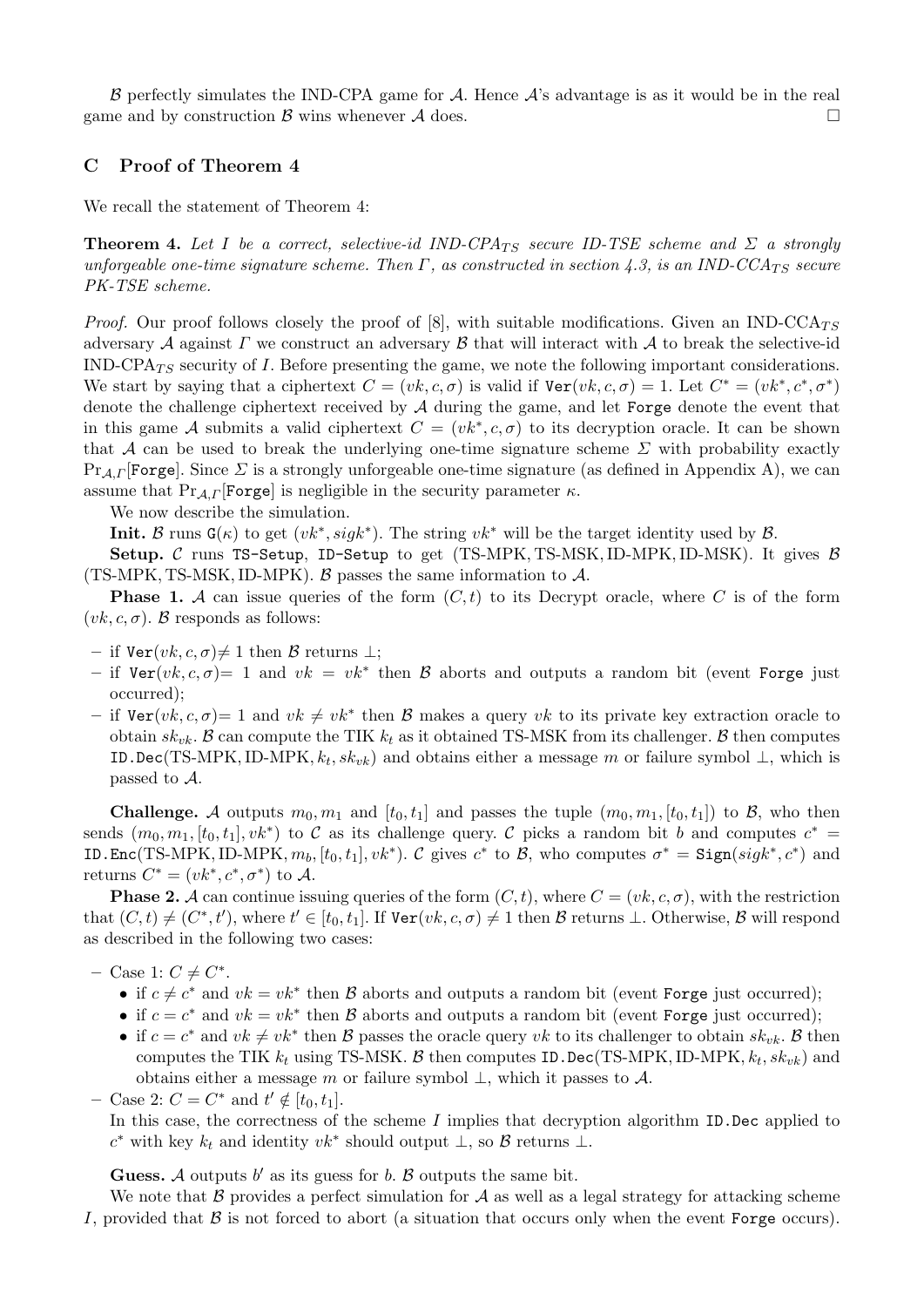$\mathcal{B}$ perfectly simulates the IND-CPA game for $\mathcal{A}$. Hence $\mathcal{A}$'s advantage is as it would be in the real game and by construction $\mathcal{B}$ wins whenever $\mathcal{A}$ does. □

## C Proof of Theorem 4

We recall the statement of Theorem 4:

**Theorem 4.** *Let $I$ be a correct, selective-id IND-CPA$_{TS}$ secure ID-TSE scheme and $\Sigma$ a strongly unforgeable one-time signature scheme. Then $\Gamma$, as constructed in section 4.3, is an IND-CCA$_{TS}$ secure PK-TSE scheme.*

*Proof.* Our proof follows closely the proof of [8], with suitable modifications. Given an IND-CCA$_{TS}$ adversary $\mathcal{A}$ against $\Gamma$ we construct an adversary $\mathcal{B}$ that will interact with $\mathcal{A}$ to break the selective-id IND-CPA$_{TS}$ security of $I$. Before presenting the game, we note the following important considerations. We start by saying that a ciphertext $C = (vk, c, \sigma)$ is valid if $\texttt{Ver}(vk, c, \sigma) = 1$. Let $C^* = (vk^*, c^*, \sigma^*)$ denote the challenge ciphertext received by $\mathcal{A}$ during the game, and let `Forge` denote the event that in this game $\mathcal{A}$ submits a valid ciphertext $C = (vk^*, c, \sigma)$ to its decryption oracle. It can be shown that $\mathcal{A}$ can be used to break the underlying one-time signature scheme $\Sigma$ with probability exactly $\Pr_{\mathcal{A},\Gamma}[\texttt{Forge}]$. Since $\Sigma$ is a strongly unforgeable one-time signature (as defined in Appendix A), we can assume that $\Pr_{\mathcal{A},\Gamma}[\texttt{Forge}]$ is negligible in the security parameter $\kappa$.

We now describe the simulation.

**Init.** $\mathcal{B}$ runs $\texttt{G}(\kappa)$ to get $(vk^*, sigk^*)$. The string $vk^*$ will be the target identity used by $\mathcal{B}$.

**Setup.** $\mathcal{C}$ runs `TS-Setup`, `ID-Setup` to get (TS-MPK, TS-MSK, ID-MPK, ID-MSK). It gives $\mathcal{B}$ (TS-MPK, TS-MSK, ID-MPK). $\mathcal{B}$ passes the same information to $\mathcal{A}$.

**Phase 1.** $\mathcal{A}$ can issue queries of the form $(C, t)$ to its Decrypt oracle, where $C$ is of the form $(vk, c, \sigma)$. $\mathcal{B}$ responds as follows:

- if $\texttt{Ver}(vk, c, \sigma) \neq 1$ then $\mathcal{B}$ returns $\perp$;
- if $\texttt{Ver}(vk, c, \sigma) = 1$ and $vk = vk^*$ then $\mathcal{B}$ aborts and outputs a random bit (event `Forge` just occurred);
- if $\texttt{Ver}(vk, c, \sigma) = 1$ and $vk \neq vk^*$ then $\mathcal{B}$ makes a query $vk$ to its private key extraction oracle to obtain $sk_{vk}$. $\mathcal{B}$ can compute the TIK $k_t$ as it obtained TS-MSK from its challenger. $\mathcal{B}$ then computes `ID.Dec`(TS-MPK, ID-MPK, $k_t$, $sk_{vk}$) and obtains either a message $m$ or failure symbol $\perp$, which is passed to $\mathcal{A}$.

**Challenge.** $\mathcal{A}$ outputs $m_0, m_1$ and $[t_0, t_1]$ and passes the tuple $(m_0, m_1, [t_0, t_1])$ to $\mathcal{B}$, who then sends $(m_0, m_1, [t_0, t_1], vk^*)$ to $\mathcal{C}$ as its challenge query. $\mathcal{C}$ picks a random bit $b$ and computes $c^* =$ `ID.Enc`(TS-MPK, ID-MPK, $m_b$, $[t_0, t_1]$, $vk^*$). $\mathcal{C}$ gives $c^*$ to $\mathcal{B}$, who computes $\sigma^* = \texttt{Sign}(sigk^*, c^*)$ and returns $C^* = (vk^*, c^*, \sigma^*)$ to $\mathcal{A}$.

**Phase 2.** $\mathcal{A}$ can continue issuing queries of the form $(C, t)$, where $C = (vk, c, \sigma)$, with the restriction that $(C, t) \neq (C^*, t')$, where $t' \in [t_0, t_1]$. If $\texttt{Ver}(vk, c, \sigma) \neq 1$ then $\mathcal{B}$ returns $\perp$. Otherwise, $\mathcal{B}$ will respond as described in the following two cases:

- Case 1: $C \neq C^*$.
  - if $c \neq c^*$ and $vk = vk^*$ then $\mathcal{B}$ aborts and outputs a random bit (event `Forge` just occurred);
  - if $c = c^*$ and $vk = vk^*$ then $\mathcal{B}$ aborts and outputs a random bit (event `Forge` just occurred);
  - if $c = c^*$ and $vk \neq vk^*$ then $\mathcal{B}$ passes the oracle query $vk$ to its challenger to obtain $sk_{vk}$. $\mathcal{B}$ then computes the TIK $k_t$ using TS-MSK. $\mathcal{B}$ then computes `ID.Dec`(TS-MPK, ID-MPK, $k_t$, $sk_{vk}$) and obtains either a message $m$ or failure symbol $\perp$, which it passes to $\mathcal{A}$.
- Case 2: $C = C^*$ and $t' \notin [t_0, t_1]$.
  In this case, the correctness of the scheme $I$ implies that decryption algorithm `ID.Dec` applied to $c^*$ with key $k_t$ and identity $vk^*$ should output $\perp$, so $\mathcal{B}$ returns $\perp$.

**Guess.** $\mathcal{A}$ outputs $b'$ as its guess for $b$. $\mathcal{B}$ outputs the same bit.

We note that $\mathcal{B}$ provides a perfect simulation for $\mathcal{A}$ as well as a legal strategy for attacking scheme $I$, provided that $\mathcal{B}$ is not forced to abort (a situation that occurs only when the event `Forge` occurs).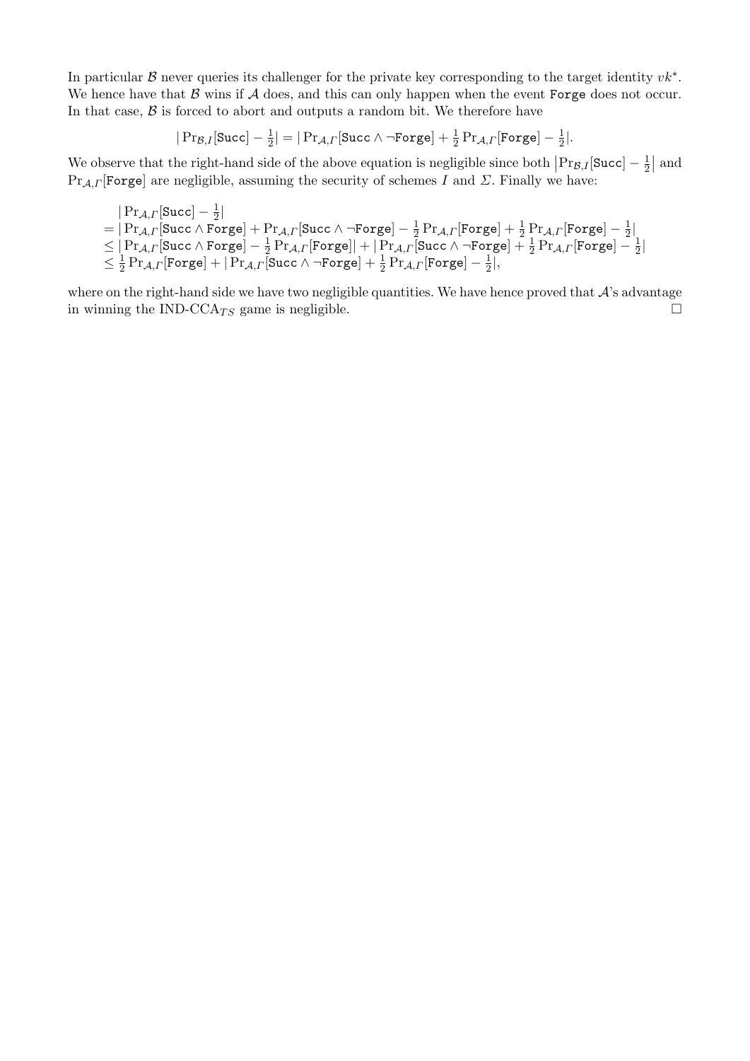In particular $\mathcal{B}$ never queries its challenger for the private key corresponding to the target identity $vk^*$. We hence have that $\mathcal{B}$ wins if $\mathcal{A}$ does, and this can only happen when the event $\mathtt{Forge}$ does not occur. In that case, $\mathcal{B}$ is forced to abort and outputs a random bit. We therefore have

$$|\Pr_{\mathcal{B},I}[\mathtt{Succ}] - \tfrac{1}{2}| = |\Pr_{\mathcal{A},\Gamma}[\mathtt{Succ} \wedge \neg\mathtt{Forge}] + \tfrac{1}{2}\Pr_{\mathcal{A},\Gamma}[\mathtt{Forge}] - \tfrac{1}{2}|.$$

We observe that the right-hand side of the above equation is negligible since both $\left|\Pr_{\mathcal{B},I}[\mathtt{Succ}] - \frac{1}{2}\right|$ and $\Pr_{\mathcal{A},\Gamma}[\mathtt{Forge}]$ are negligible, assuming the security of schemes $I$ and $\Sigma$. Finally we have:

$$\begin{aligned}
&|\Pr_{\mathcal{A},\Gamma}[\mathtt{Succ}] - \tfrac{1}{2}| \\
&= |\Pr_{\mathcal{A},\Gamma}[\mathtt{Succ} \wedge \mathtt{Forge}] + \Pr_{\mathcal{A},\Gamma}[\mathtt{Succ} \wedge \neg\mathtt{Forge}] - \tfrac{1}{2}\Pr_{\mathcal{A},\Gamma}[\mathtt{Forge}] + \tfrac{1}{2}\Pr_{\mathcal{A},\Gamma}[\mathtt{Forge}] - \tfrac{1}{2}| \\
&\leq |\Pr_{\mathcal{A},\Gamma}[\mathtt{Succ} \wedge \mathtt{Forge}] - \tfrac{1}{2}\Pr_{\mathcal{A},\Gamma}[\mathtt{Forge}]| + |\Pr_{\mathcal{A},\Gamma}[\mathtt{Succ} \wedge \neg\mathtt{Forge}] + \tfrac{1}{2}\Pr_{\mathcal{A},\Gamma}[\mathtt{Forge}] - \tfrac{1}{2}| \\
&\leq \tfrac{1}{2}\Pr_{\mathcal{A},\Gamma}[\mathtt{Forge}] + |\Pr_{\mathcal{A},\Gamma}[\mathtt{Succ} \wedge \neg\mathtt{Forge}] + \tfrac{1}{2}\Pr_{\mathcal{A},\Gamma}[\mathtt{Forge}] - \tfrac{1}{2}|,
\end{aligned}$$

where on the right-hand side we have two negligible quantities. We have hence proved that $\mathcal{A}$'s advantage in winning the IND-CCA$_{TS}$ game is negligible. □